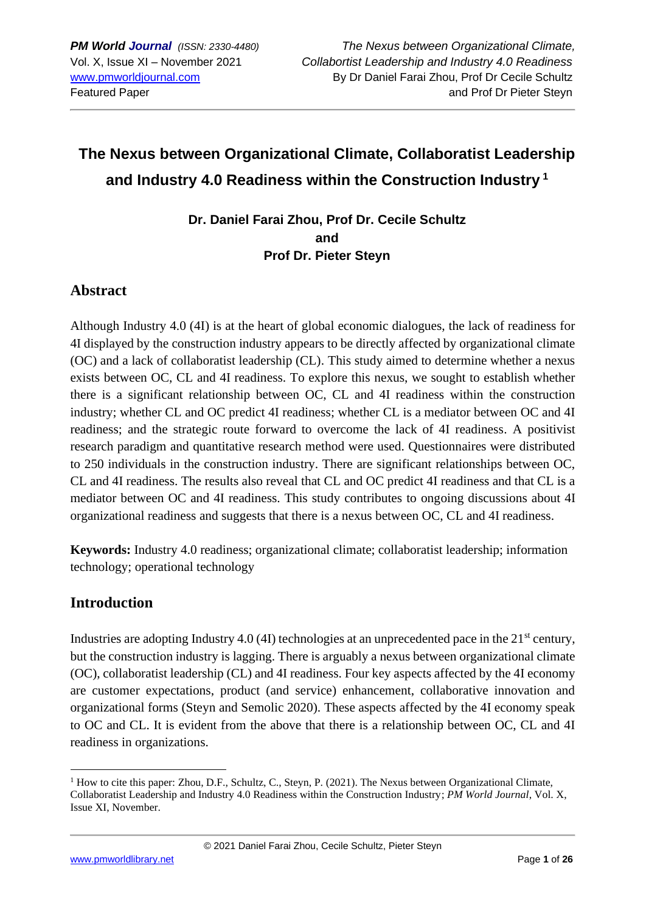# The Nexus between Organizational Climate, Collaboratist Leadership and Industry 4.0 Readiness within the Construction Industry [1]

**Dr. Daniel Farai Zhou, Prof Dr. Cecile Schultz and Prof Dr. Pieter Steyn**

## Abstract

Although Industry 4.0 (4I) is at the heart of global economic dialogues, the lack of readiness for 4I displayed by the construction industry appears to be directly affected by organizational climate (OC) and a lack of collaboratist leadership (CL). This study aimed to determine whether a nexus exists between OC, CL and 4I readiness. To explore this nexus, we sought to establish whether there is a significant relationship between OC, CL and 4I readiness within the construction industry; whether CL and OC predict 4I readiness; whether CL is a mediator between OC and 4I readiness; and the strategic route forward to overcome the lack of 4I readiness. A positivist research paradigm and quantitative research method were used. Questionnaires were distributed to 250 individuals in the construction industry. There are significant relationships between OC, CL and 4I readiness. The results also reveal that CL and OC predict 4I readiness and that CL is a mediator between OC and 4I readiness. This study contributes to ongoing discussions about 4I organizational readiness and suggests that there is a nexus between OC, CL and 4I readiness.

**Keywords:** Industry 4.0 readiness; organizational climate; collaboratist leadership; information technology; operational technology

## Introduction

Industries are adopting Industry 4.0 (4I) technologies at an unprecedented pace in the 21st century, but the construction industry is lagging. There is arguably a nexus between organizational climate (OC), collaboratist leadership (CL) and 4I readiness. Four key aspects affected by the 4I economy are customer expectations, product (and service) enhancement, collaborative innovation and organizational forms (Steyn and Semolic 2020). These aspects affected by the 4I economy speak to OC and CL. It is evident from the above that there is a relationship between OC, CL and 4I readiness in organizations.

[1] How to cite this paper: Zhou, D.F., Schultz, C., Steyn, P. (2021). The Nexus between Organizational Climate, Collaboratist Leadership and Industry 4.0 Readiness within the Construction Industry; *PM World Journal*, Vol. X, Issue XI, November.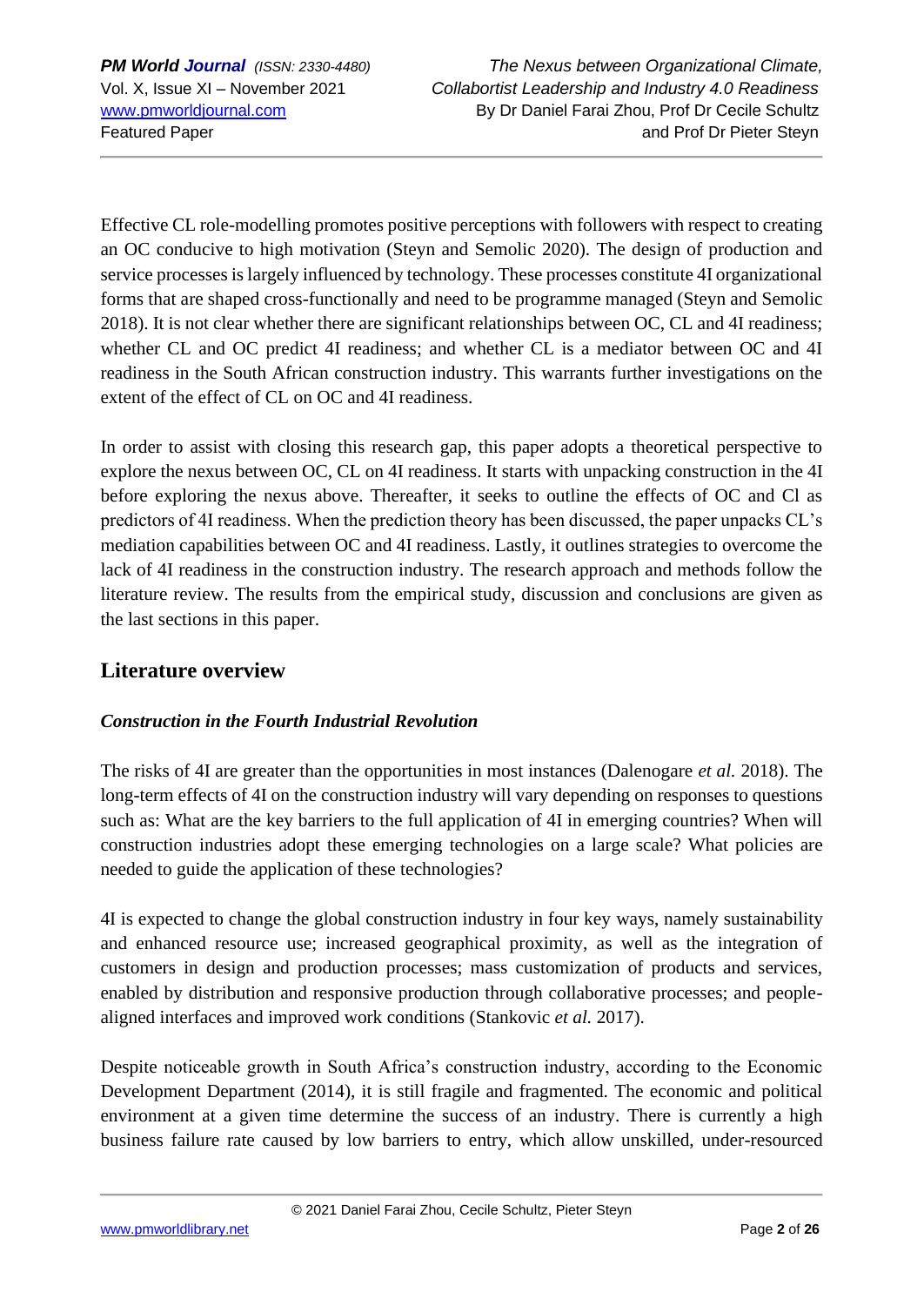Effective CL role-modelling promotes positive perceptions with followers with respect to creating an OC conducive to high motivation (Steyn and Semolic 2020). The design of production and service processes is largely influenced by technology. These processes constitute 4I organizational forms that are shaped cross-functionally and need to be programme managed (Steyn and Semolic 2018). It is not clear whether there are significant relationships between OC, CL and 4I readiness; whether CL and OC predict 4I readiness; and whether CL is a mediator between OC and 4I readiness in the South African construction industry. This warrants further investigations on the extent of the effect of CL on OC and 4I readiness.

In order to assist with closing this research gap, this paper adopts a theoretical perspective to explore the nexus between OC, CL on 4I readiness. It starts with unpacking construction in the 4I before exploring the nexus above. Thereafter, it seeks to outline the effects of OC and Cl as predictors of 4I readiness. When the prediction theory has been discussed, the paper unpacks CL's mediation capabilities between OC and 4I readiness. Lastly, it outlines strategies to overcome the lack of 4I readiness in the construction industry. The research approach and methods follow the literature review. The results from the empirical study, discussion and conclusions are given as the last sections in this paper.

## Literature overview

### *Construction in the Fourth Industrial Revolution*

The risks of 4I are greater than the opportunities in most instances (Dalenogare *et al.* 2018). The long-term effects of 4I on the construction industry will vary depending on responses to questions such as: What are the key barriers to the full application of 4I in emerging countries? When will construction industries adopt these emerging technologies on a large scale? What policies are needed to guide the application of these technologies?

4I is expected to change the global construction industry in four key ways, namely sustainability and enhanced resource use; increased geographical proximity, as well as the integration of customers in design and production processes; mass customization of products and services, enabled by distribution and responsive production through collaborative processes; and people-aligned interfaces and improved work conditions (Stankovic *et al.* 2017).

Despite noticeable growth in South Africa's construction industry, according to the Economic Development Department (2014), it is still fragile and fragmented. The economic and political environment at a given time determine the success of an industry. There is currently a high business failure rate caused by low barriers to entry, which allow unskilled, under-resourced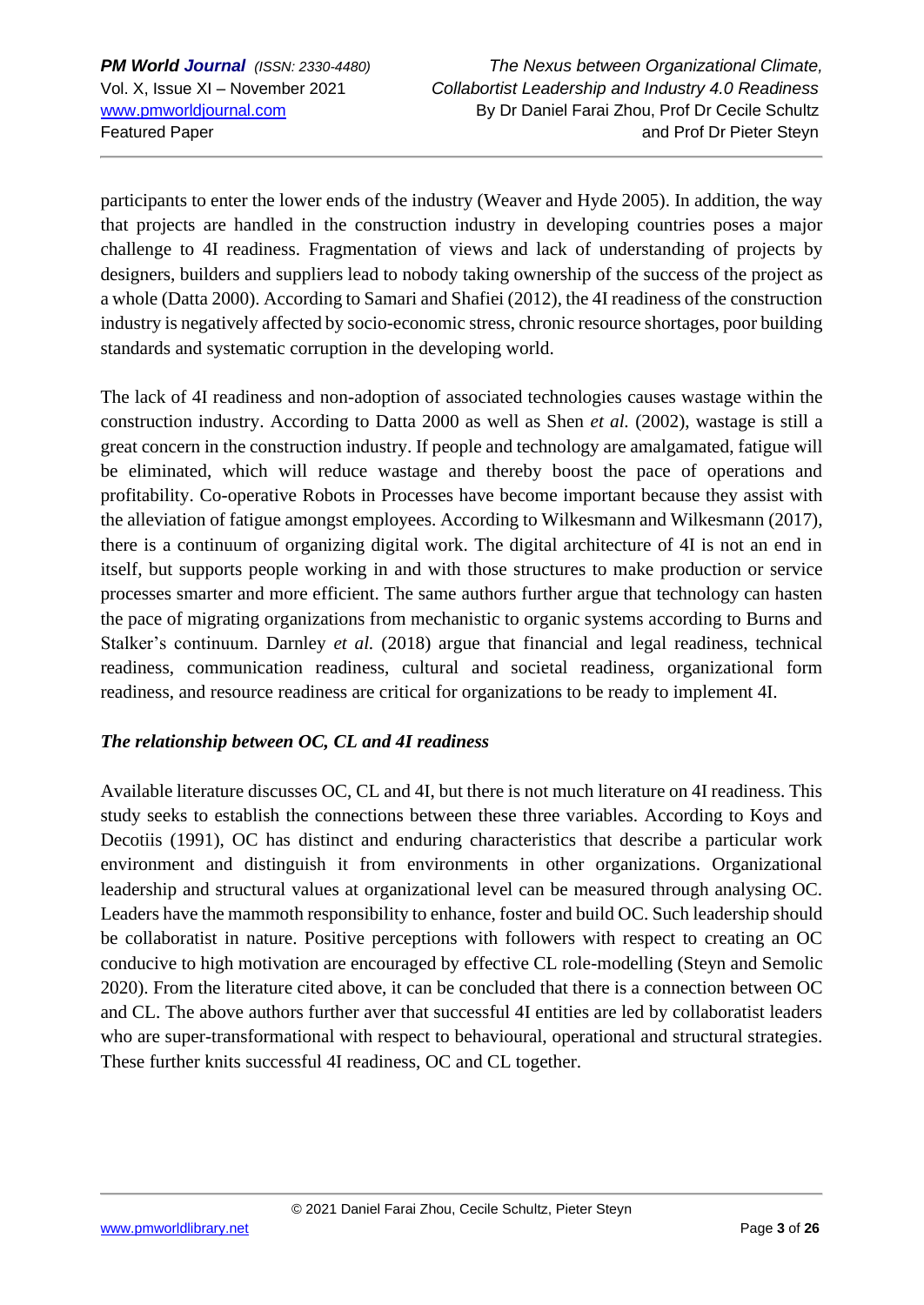participants to enter the lower ends of the industry (Weaver and Hyde 2005). In addition, the way that projects are handled in the construction industry in developing countries poses a major challenge to 4I readiness. Fragmentation of views and lack of understanding of projects by designers, builders and suppliers lead to nobody taking ownership of the success of the project as a whole (Datta 2000). According to Samari and Shafiei (2012), the 4I readiness of the construction industry is negatively affected by socio-economic stress, chronic resource shortages, poor building standards and systematic corruption in the developing world.

The lack of 4I readiness and non-adoption of associated technologies causes wastage within the construction industry. According to Datta 2000 as well as Shen *et al.* (2002), wastage is still a great concern in the construction industry. If people and technology are amalgamated, fatigue will be eliminated, which will reduce wastage and thereby boost the pace of operations and profitability. Co-operative Robots in Processes have become important because they assist with the alleviation of fatigue amongst employees. According to Wilkesmann and Wilkesmann (2017), there is a continuum of organizing digital work. The digital architecture of 4I is not an end in itself, but supports people working in and with those structures to make production or service processes smarter and more efficient. The same authors further argue that technology can hasten the pace of migrating organizations from mechanistic to organic systems according to Burns and Stalker's continuum. Darnley *et al.* (2018) argue that financial and legal readiness, technical readiness, communication readiness, cultural and societal readiness, organizational form readiness, and resource readiness are critical for organizations to be ready to implement 4I.

### *The relationship between OC, CL and 4I readiness*

Available literature discusses OC, CL and 4I, but there is not much literature on 4I readiness. This study seeks to establish the connections between these three variables. According to Koys and Decotiis (1991), OC has distinct and enduring characteristics that describe a particular work environment and distinguish it from environments in other organizations. Organizational leadership and structural values at organizational level can be measured through analysing OC. Leaders have the mammoth responsibility to enhance, foster and build OC. Such leadership should be collaboratist in nature. Positive perceptions with followers with respect to creating an OC conducive to high motivation are encouraged by effective CL role-modelling (Steyn and Semolic 2020). From the literature cited above, it can be concluded that there is a connection between OC and CL. The above authors further aver that successful 4I entities are led by collaboratist leaders who are super-transformational with respect to behavioural, operational and structural strategies. These further knits successful 4I readiness, OC and CL together.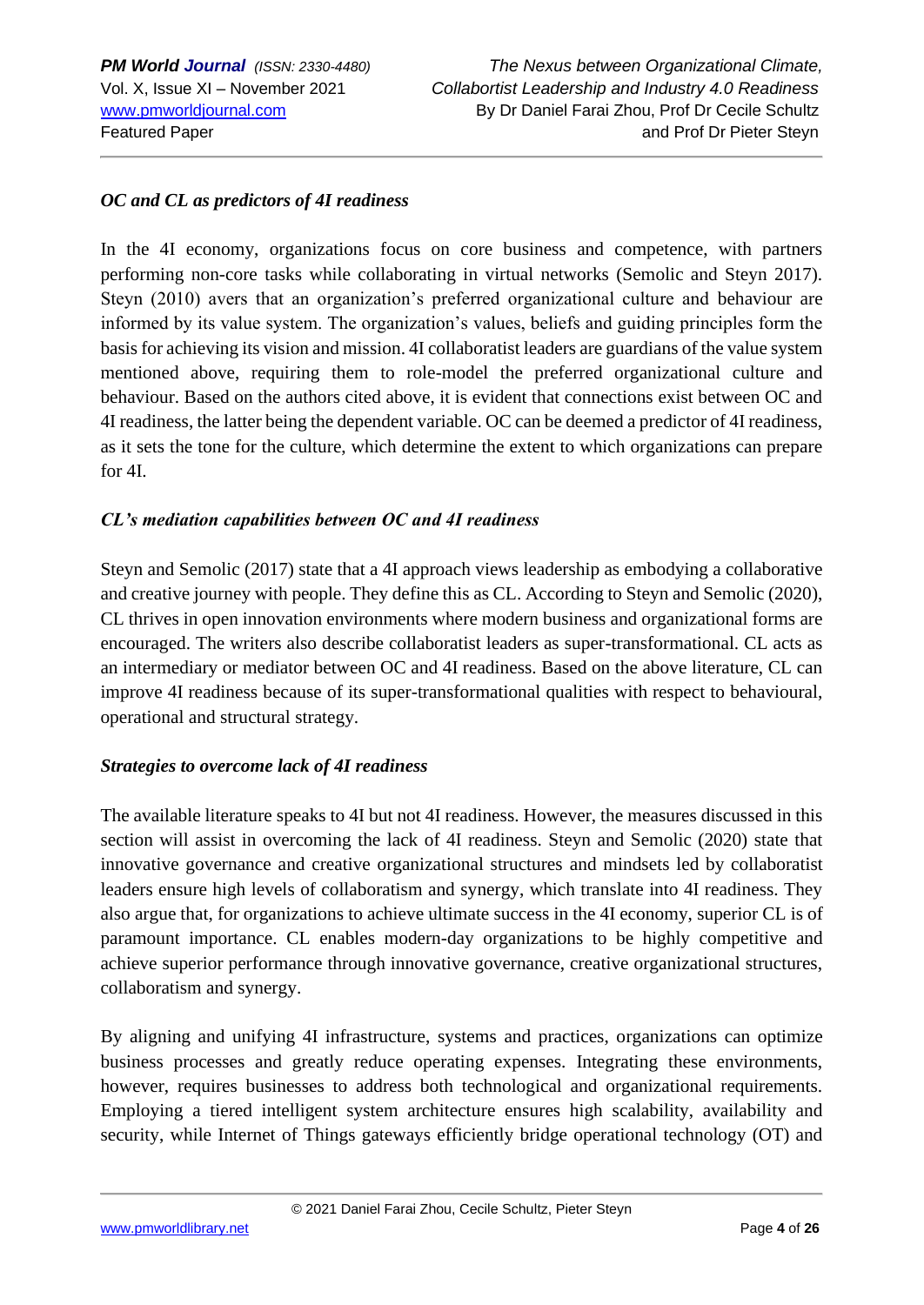### *OC and CL as predictors of 4I readiness*

In the 4I economy, organizations focus on core business and competence, with partners performing non-core tasks while collaborating in virtual networks (Semolic and Steyn 2017). Steyn (2010) avers that an organization's preferred organizational culture and behaviour are informed by its value system. The organization's values, beliefs and guiding principles form the basis for achieving its vision and mission. 4I collaboratist leaders are guardians of the value system mentioned above, requiring them to role-model the preferred organizational culture and behaviour. Based on the authors cited above, it is evident that connections exist between OC and 4I readiness, the latter being the dependent variable. OC can be deemed a predictor of 4I readiness, as it sets the tone for the culture, which determine the extent to which organizations can prepare for 4I.

### *CL's mediation capabilities between OC and 4I readiness*

Steyn and Semolic (2017) state that a 4I approach views leadership as embodying a collaborative and creative journey with people. They define this as CL. According to Steyn and Semolic (2020), CL thrives in open innovation environments where modern business and organizational forms are encouraged. The writers also describe collaboratist leaders as super-transformational. CL acts as an intermediary or mediator between OC and 4I readiness. Based on the above literature, CL can improve 4I readiness because of its super-transformational qualities with respect to behavioural, operational and structural strategy.

### *Strategies to overcome lack of 4I readiness*

The available literature speaks to 4I but not 4I readiness. However, the measures discussed in this section will assist in overcoming the lack of 4I readiness. Steyn and Semolic (2020) state that innovative governance and creative organizational structures and mindsets led by collaboratist leaders ensure high levels of collaboratism and synergy, which translate into 4I readiness. They also argue that, for organizations to achieve ultimate success in the 4I economy, superior CL is of paramount importance. CL enables modern-day organizations to be highly competitive and achieve superior performance through innovative governance, creative organizational structures, collaboratism and synergy.

By aligning and unifying 4I infrastructure, systems and practices, organizations can optimize business processes and greatly reduce operating expenses. Integrating these environments, however, requires businesses to address both technological and organizational requirements. Employing a tiered intelligent system architecture ensures high scalability, availability and security, while Internet of Things gateways efficiently bridge operational technology (OT) and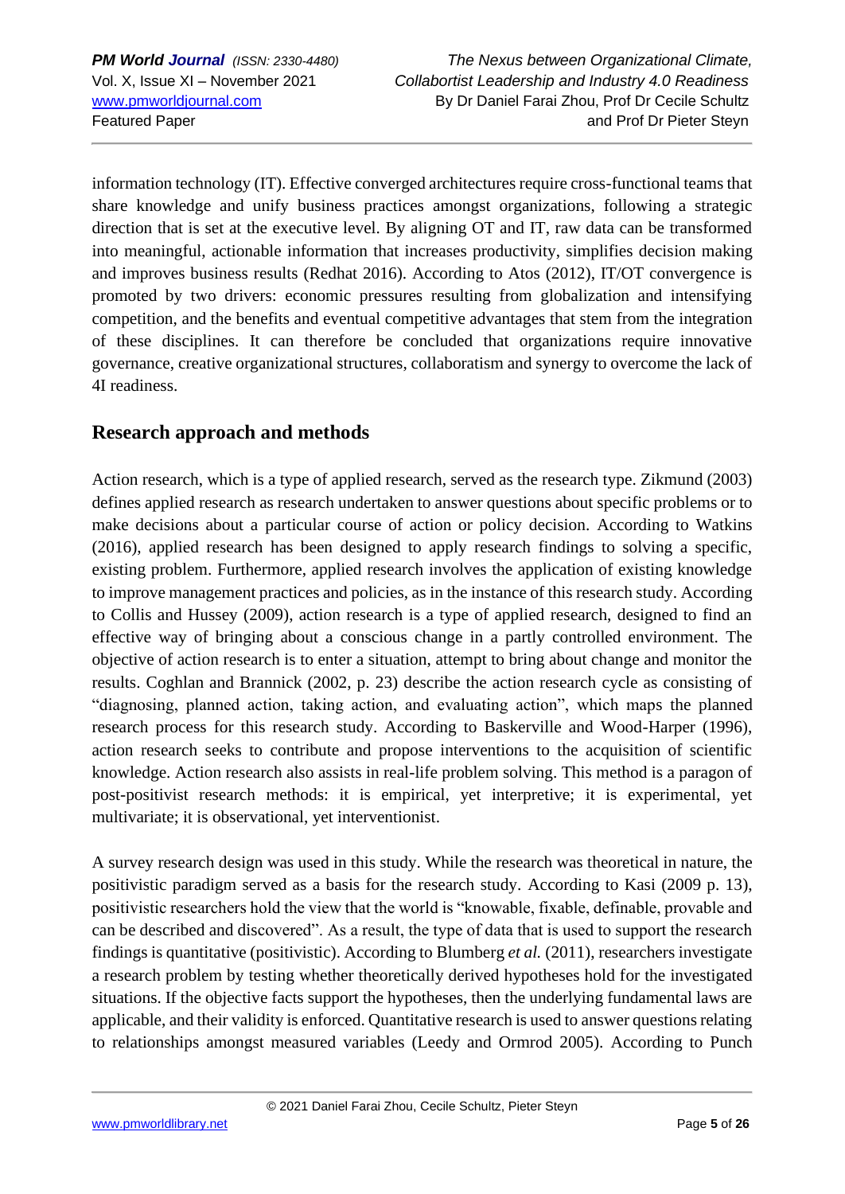information technology (IT). Effective converged architectures require cross-functional teams that share knowledge and unify business practices amongst organizations, following a strategic direction that is set at the executive level. By aligning OT and IT, raw data can be transformed into meaningful, actionable information that increases productivity, simplifies decision making and improves business results (Redhat 2016). According to Atos (2012), IT/OT convergence is promoted by two drivers: economic pressures resulting from globalization and intensifying competition, and the benefits and eventual competitive advantages that stem from the integration of these disciplines. It can therefore be concluded that organizations require innovative governance, creative organizational structures, collaboratism and synergy to overcome the lack of 4I readiness.

## Research approach and methods

Action research, which is a type of applied research, served as the research type. Zikmund (2003) defines applied research as research undertaken to answer questions about specific problems or to make decisions about a particular course of action or policy decision. According to Watkins (2016), applied research has been designed to apply research findings to solving a specific, existing problem. Furthermore, applied research involves the application of existing knowledge to improve management practices and policies, as in the instance of this research study. According to Collis and Hussey (2009), action research is a type of applied research, designed to find an effective way of bringing about a conscious change in a partly controlled environment. The objective of action research is to enter a situation, attempt to bring about change and monitor the results. Coghlan and Brannick (2002, p. 23) describe the action research cycle as consisting of "diagnosing, planned action, taking action, and evaluating action", which maps the planned research process for this research study. According to Baskerville and Wood-Harper (1996), action research seeks to contribute and propose interventions to the acquisition of scientific knowledge. Action research also assists in real-life problem solving. This method is a paragon of post-positivist research methods: it is empirical, yet interpretive; it is experimental, yet multivariate; it is observational, yet interventionist.

A survey research design was used in this study. While the research was theoretical in nature, the positivistic paradigm served as a basis for the research study. According to Kasi (2009 p. 13), positivistic researchers hold the view that the world is "knowable, fixable, definable, provable and can be described and discovered". As a result, the type of data that is used to support the research findings is quantitative (positivistic). According to Blumberg *et al.* (2011), researchers investigate a research problem by testing whether theoretically derived hypotheses hold for the investigated situations. If the objective facts support the hypotheses, then the underlying fundamental laws are applicable, and their validity is enforced. Quantitative research is used to answer questions relating to relationships amongst measured variables (Leedy and Ormrod 2005). According to Punch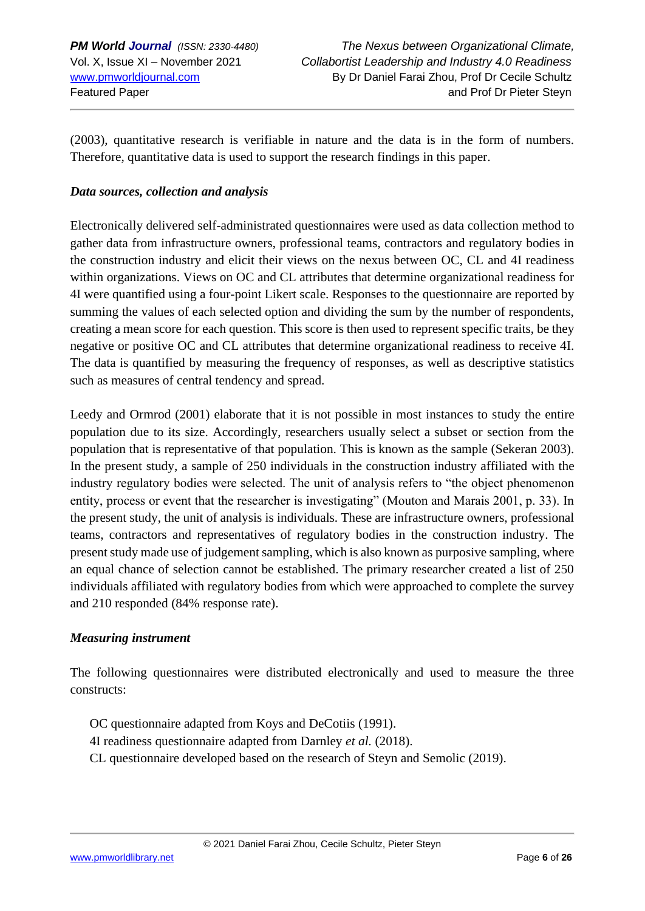(2003), quantitative research is verifiable in nature and the data is in the form of numbers. Therefore, quantitative data is used to support the research findings in this paper.

***Data sources, collection and analysis***

Electronically delivered self-administrated questionnaires were used as data collection method to gather data from infrastructure owners, professional teams, contractors and regulatory bodies in the construction industry and elicit their views on the nexus between OC, CL and 4I readiness within organizations. Views on OC and CL attributes that determine organizational readiness for 4I were quantified using a four-point Likert scale. Responses to the questionnaire are reported by summing the values of each selected option and dividing the sum by the number of respondents, creating a mean score for each question. This score is then used to represent specific traits, be they negative or positive OC and CL attributes that determine organizational readiness to receive 4I. The data is quantified by measuring the frequency of responses, as well as descriptive statistics such as measures of central tendency and spread.

Leedy and Ormrod (2001) elaborate that it is not possible in most instances to study the entire population due to its size. Accordingly, researchers usually select a subset or section from the population that is representative of that population. This is known as the sample (Sekeran 2003). In the present study, a sample of 250 individuals in the construction industry affiliated with the industry regulatory bodies were selected. The unit of analysis refers to "the object phenomenon entity, process or event that the researcher is investigating" (Mouton and Marais 2001, p. 33). In the present study, the unit of analysis is individuals. These are infrastructure owners, professional teams, contractors and representatives of regulatory bodies in the construction industry. The present study made use of judgement sampling, which is also known as purposive sampling, where an equal chance of selection cannot be established. The primary researcher created a list of 250 individuals affiliated with regulatory bodies from which were approached to complete the survey and 210 responded (84% response rate).

***Measuring instrument***

The following questionnaires were distributed electronically and used to measure the three constructs:

OC questionnaire adapted from Koys and DeCotiis (1991).
4I readiness questionnaire adapted from Darnley *et al.* (2018).
CL questionnaire developed based on the research of Steyn and Semolic (2019).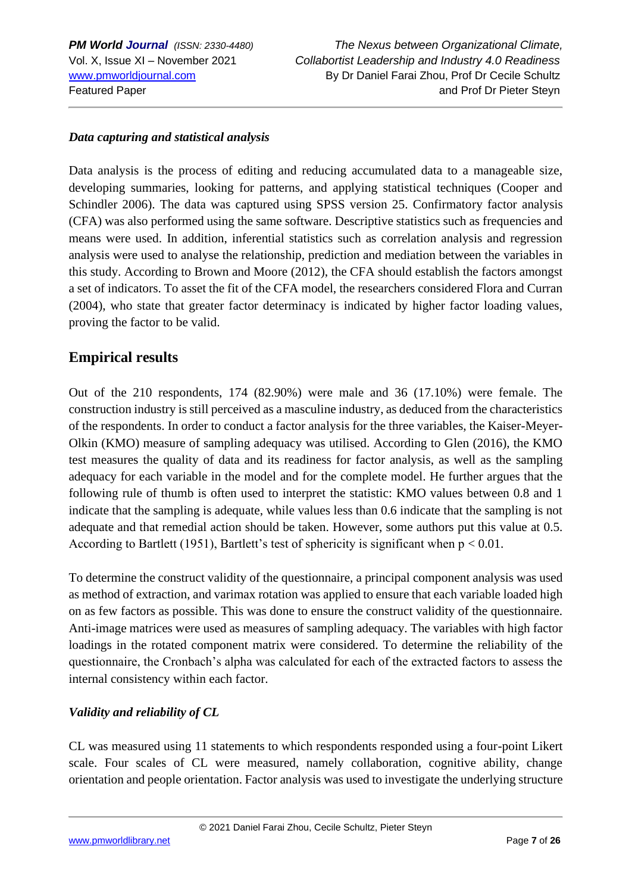### *Data capturing and statistical analysis*

Data analysis is the process of editing and reducing accumulated data to a manageable size, developing summaries, looking for patterns, and applying statistical techniques (Cooper and Schindler 2006). The data was captured using SPSS version 25. Confirmatory factor analysis (CFA) was also performed using the same software. Descriptive statistics such as frequencies and means were used. In addition, inferential statistics such as correlation analysis and regression analysis were used to analyse the relationship, prediction and mediation between the variables in this study. According to Brown and Moore (2012), the CFA should establish the factors amongst a set of indicators. To asset the fit of the CFA model, the researchers considered Flora and Curran (2004), who state that greater factor determinacy is indicated by higher factor loading values, proving the factor to be valid.

## Empirical results

Out of the 210 respondents, 174 (82.90%) were male and 36 (17.10%) were female. The construction industry is still perceived as a masculine industry, as deduced from the characteristics of the respondents. In order to conduct a factor analysis for the three variables, the Kaiser-Meyer-Olkin (KMO) measure of sampling adequacy was utilised. According to Glen (2016), the KMO test measures the quality of data and its readiness for factor analysis, as well as the sampling adequacy for each variable in the model and for the complete model. He further argues that the following rule of thumb is often used to interpret the statistic: KMO values between 0.8 and 1 indicate that the sampling is adequate, while values less than 0.6 indicate that the sampling is not adequate and that remedial action should be taken. However, some authors put this value at 0.5. According to Bartlett (1951), Bartlett's test of sphericity is significant when $p < 0.01$.

To determine the construct validity of the questionnaire, a principal component analysis was used as method of extraction, and varimax rotation was applied to ensure that each variable loaded high on as few factors as possible. This was done to ensure the construct validity of the questionnaire. Anti-image matrices were used as measures of sampling adequacy. The variables with high factor loadings in the rotated component matrix were considered. To determine the reliability of the questionnaire, the Cronbach's alpha was calculated for each of the extracted factors to assess the internal consistency within each factor.

### *Validity and reliability of CL*

CL was measured using 11 statements to which respondents responded using a four-point Likert scale. Four scales of CL were measured, namely collaboration, cognitive ability, change orientation and people orientation. Factor analysis was used to investigate the underlying structure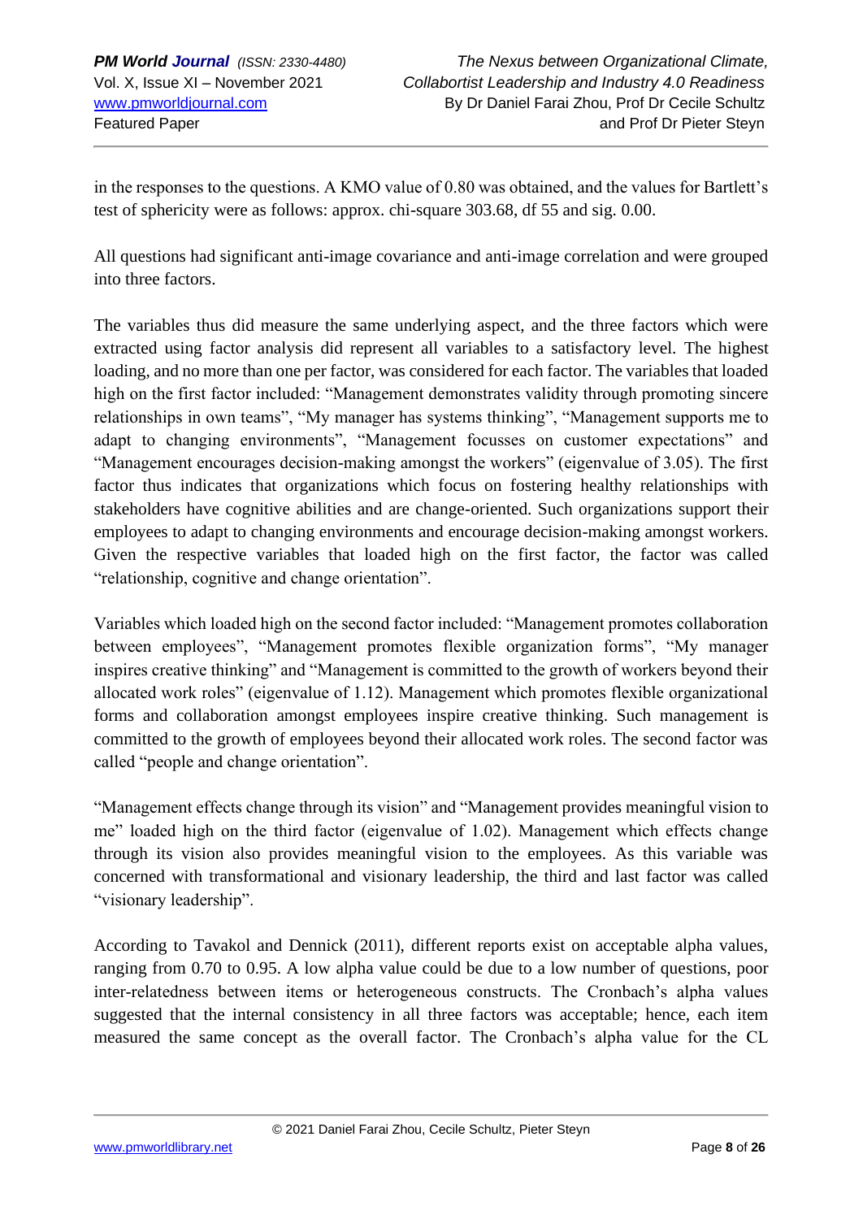in the responses to the questions. A KMO value of 0.80 was obtained, and the values for Bartlett's test of sphericity were as follows: approx. chi-square 303.68, df 55 and sig. 0.00.

All questions had significant anti-image covariance and anti-image correlation and were grouped into three factors.

The variables thus did measure the same underlying aspect, and the three factors which were extracted using factor analysis did represent all variables to a satisfactory level. The highest loading, and no more than one per factor, was considered for each factor. The variables that loaded high on the first factor included: "Management demonstrates validity through promoting sincere relationships in own teams", "My manager has systems thinking", "Management supports me to adapt to changing environments", "Management focusses on customer expectations" and "Management encourages decision-making amongst the workers" (eigenvalue of 3.05). The first factor thus indicates that organizations which focus on fostering healthy relationships with stakeholders have cognitive abilities and are change-oriented. Such organizations support their employees to adapt to changing environments and encourage decision-making amongst workers. Given the respective variables that loaded high on the first factor, the factor was called "relationship, cognitive and change orientation".

Variables which loaded high on the second factor included: "Management promotes collaboration between employees", "Management promotes flexible organization forms", "My manager inspires creative thinking" and "Management is committed to the growth of workers beyond their allocated work roles" (eigenvalue of 1.12). Management which promotes flexible organizational forms and collaboration amongst employees inspire creative thinking. Such management is committed to the growth of employees beyond their allocated work roles. The second factor was called "people and change orientation".

"Management effects change through its vision" and "Management provides meaningful vision to me" loaded high on the third factor (eigenvalue of 1.02). Management which effects change through its vision also provides meaningful vision to the employees. As this variable was concerned with transformational and visionary leadership, the third and last factor was called "visionary leadership".

According to Tavakol and Dennick (2011), different reports exist on acceptable alpha values, ranging from 0.70 to 0.95. A low alpha value could be due to a low number of questions, poor inter-relatedness between items or heterogeneous constructs. The Cronbach's alpha values suggested that the internal consistency in all three factors was acceptable; hence, each item measured the same concept as the overall factor. The Cronbach's alpha value for the CL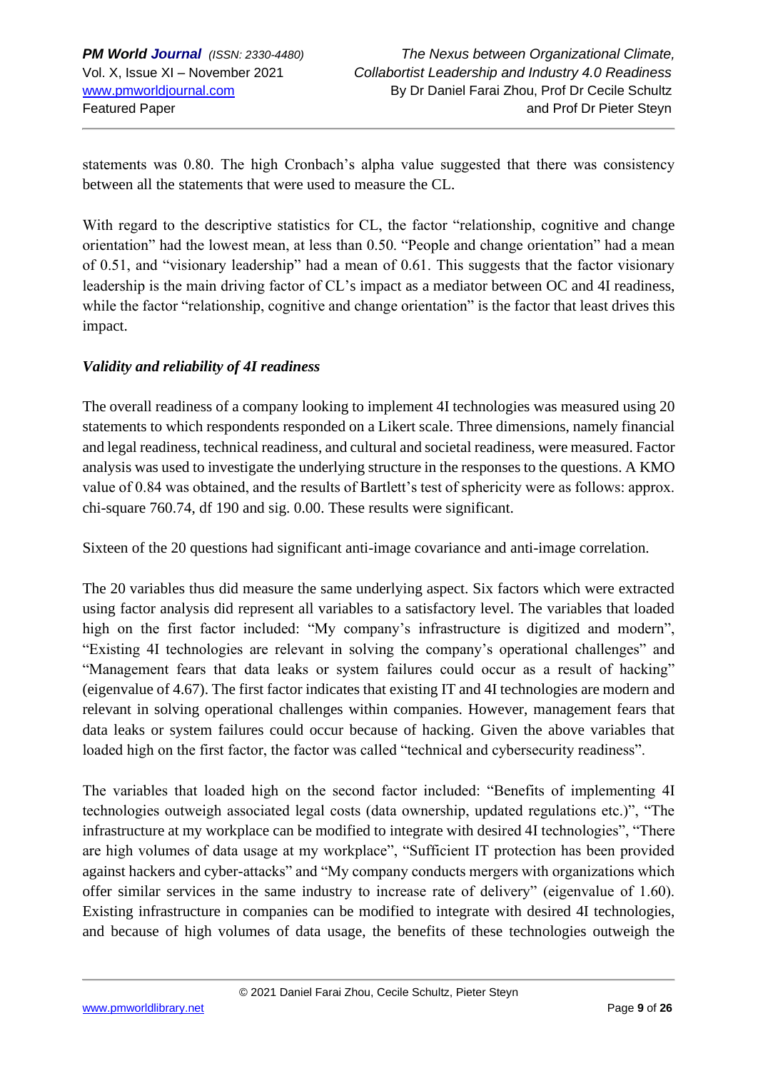statements was 0.80. The high Cronbach's alpha value suggested that there was consistency between all the statements that were used to measure the CL.

With regard to the descriptive statistics for CL, the factor "relationship, cognitive and change orientation" had the lowest mean, at less than 0.50. "People and change orientation" had a mean of 0.51, and "visionary leadership" had a mean of 0.61. This suggests that the factor visionary leadership is the main driving factor of CL's impact as a mediator between OC and 4I readiness, while the factor "relationship, cognitive and change orientation" is the factor that least drives this impact.

### *Validity and reliability of 4I readiness*

The overall readiness of a company looking to implement 4I technologies was measured using 20 statements to which respondents responded on a Likert scale. Three dimensions, namely financial and legal readiness, technical readiness, and cultural and societal readiness, were measured. Factor analysis was used to investigate the underlying structure in the responses to the questions. A KMO value of 0.84 was obtained, and the results of Bartlett's test of sphericity were as follows: approx. chi-square 760.74, df 190 and sig. 0.00. These results were significant.

Sixteen of the 20 questions had significant anti-image covariance and anti-image correlation.

The 20 variables thus did measure the same underlying aspect. Six factors which were extracted using factor analysis did represent all variables to a satisfactory level. The variables that loaded high on the first factor included: "My company's infrastructure is digitized and modern", "Existing 4I technologies are relevant in solving the company's operational challenges" and "Management fears that data leaks or system failures could occur as a result of hacking" (eigenvalue of 4.67). The first factor indicates that existing IT and 4I technologies are modern and relevant in solving operational challenges within companies. However, management fears that data leaks or system failures could occur because of hacking. Given the above variables that loaded high on the first factor, the factor was called "technical and cybersecurity readiness".

The variables that loaded high on the second factor included: "Benefits of implementing 4I technologies outweigh associated legal costs (data ownership, updated regulations etc.)", "The infrastructure at my workplace can be modified to integrate with desired 4I technologies", "There are high volumes of data usage at my workplace", "Sufficient IT protection has been provided against hackers and cyber-attacks" and "My company conducts mergers with organizations which offer similar services in the same industry to increase rate of delivery" (eigenvalue of 1.60). Existing infrastructure in companies can be modified to integrate with desired 4I technologies, and because of high volumes of data usage, the benefits of these technologies outweigh the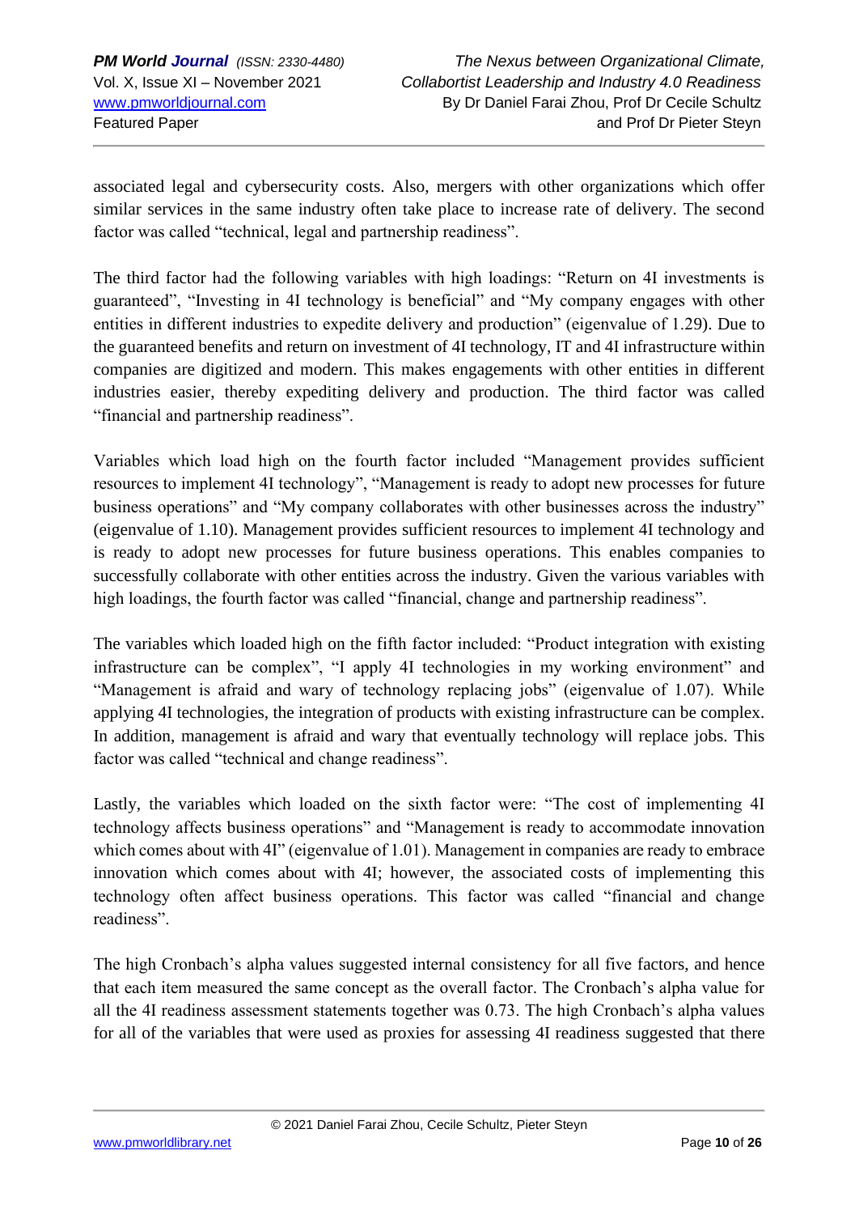associated legal and cybersecurity costs. Also, mergers with other organizations which offer similar services in the same industry often take place to increase rate of delivery. The second factor was called "technical, legal and partnership readiness".

The third factor had the following variables with high loadings: "Return on 4I investments is guaranteed", "Investing in 4I technology is beneficial" and "My company engages with other entities in different industries to expedite delivery and production" (eigenvalue of 1.29). Due to the guaranteed benefits and return on investment of 4I technology, IT and 4I infrastructure within companies are digitized and modern. This makes engagements with other entities in different industries easier, thereby expediting delivery and production. The third factor was called "financial and partnership readiness".

Variables which load high on the fourth factor included "Management provides sufficient resources to implement 4I technology", "Management is ready to adopt new processes for future business operations" and "My company collaborates with other businesses across the industry" (eigenvalue of 1.10). Management provides sufficient resources to implement 4I technology and is ready to adopt new processes for future business operations. This enables companies to successfully collaborate with other entities across the industry. Given the various variables with high loadings, the fourth factor was called "financial, change and partnership readiness".

The variables which loaded high on the fifth factor included: "Product integration with existing infrastructure can be complex", "I apply 4I technologies in my working environment" and "Management is afraid and wary of technology replacing jobs" (eigenvalue of 1.07). While applying 4I technologies, the integration of products with existing infrastructure can be complex. In addition, management is afraid and wary that eventually technology will replace jobs. This factor was called "technical and change readiness".

Lastly, the variables which loaded on the sixth factor were: "The cost of implementing 4I technology affects business operations" and "Management is ready to accommodate innovation which comes about with 4I" (eigenvalue of 1.01). Management in companies are ready to embrace innovation which comes about with 4I; however, the associated costs of implementing this technology often affect business operations. This factor was called "financial and change readiness".

The high Cronbach's alpha values suggested internal consistency for all five factors, and hence that each item measured the same concept as the overall factor. The Cronbach's alpha value for all the 4I readiness assessment statements together was 0.73. The high Cronbach's alpha values for all of the variables that were used as proxies for assessing 4I readiness suggested that there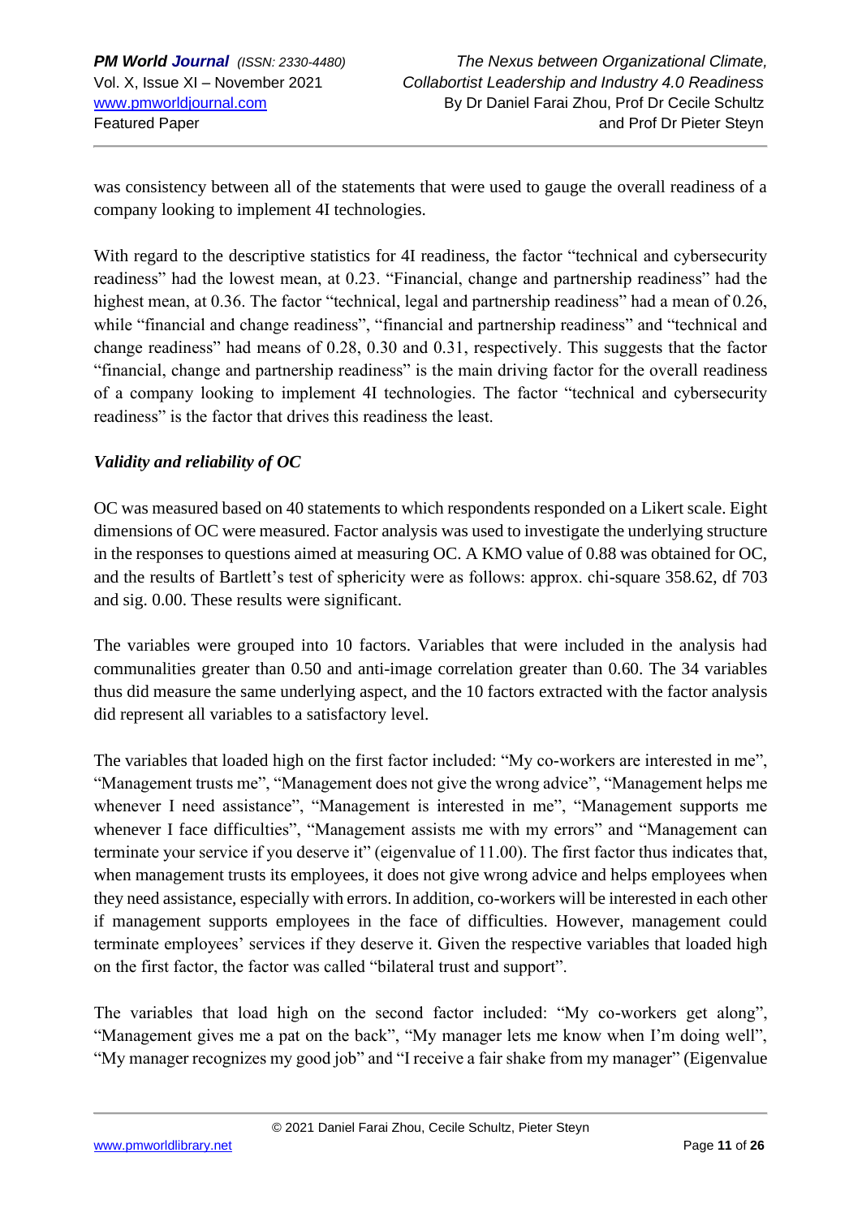was consistency between all of the statements that were used to gauge the overall readiness of a company looking to implement 4I technologies.

With regard to the descriptive statistics for 4I readiness, the factor "technical and cybersecurity readiness" had the lowest mean, at 0.23. "Financial, change and partnership readiness" had the highest mean, at 0.36. The factor "technical, legal and partnership readiness" had a mean of 0.26, while "financial and change readiness", "financial and partnership readiness" and "technical and change readiness" had means of 0.28, 0.30 and 0.31, respectively. This suggests that the factor "financial, change and partnership readiness" is the main driving factor for the overall readiness of a company looking to implement 4I technologies. The factor "technical and cybersecurity readiness" is the factor that drives this readiness the least.

### *Validity and reliability of OC*

OC was measured based on 40 statements to which respondents responded on a Likert scale. Eight dimensions of OC were measured. Factor analysis was used to investigate the underlying structure in the responses to questions aimed at measuring OC. A KMO value of 0.88 was obtained for OC, and the results of Bartlett's test of sphericity were as follows: approx. chi-square 358.62, df 703 and sig. 0.00. These results were significant.

The variables were grouped into 10 factors. Variables that were included in the analysis had communalities greater than 0.50 and anti-image correlation greater than 0.60. The 34 variables thus did measure the same underlying aspect, and the 10 factors extracted with the factor analysis did represent all variables to a satisfactory level.

The variables that loaded high on the first factor included: "My co-workers are interested in me", "Management trusts me", "Management does not give the wrong advice", "Management helps me whenever I need assistance", "Management is interested in me", "Management supports me whenever I face difficulties", "Management assists me with my errors" and "Management can terminate your service if you deserve it" (eigenvalue of 11.00). The first factor thus indicates that, when management trusts its employees, it does not give wrong advice and helps employees when they need assistance, especially with errors. In addition, co-workers will be interested in each other if management supports employees in the face of difficulties. However, management could terminate employees' services if they deserve it. Given the respective variables that loaded high on the first factor, the factor was called "bilateral trust and support".

The variables that load high on the second factor included: "My co-workers get along", "Management gives me a pat on the back", "My manager lets me know when I'm doing well", "My manager recognizes my good job" and "I receive a fair shake from my manager" (Eigenvalue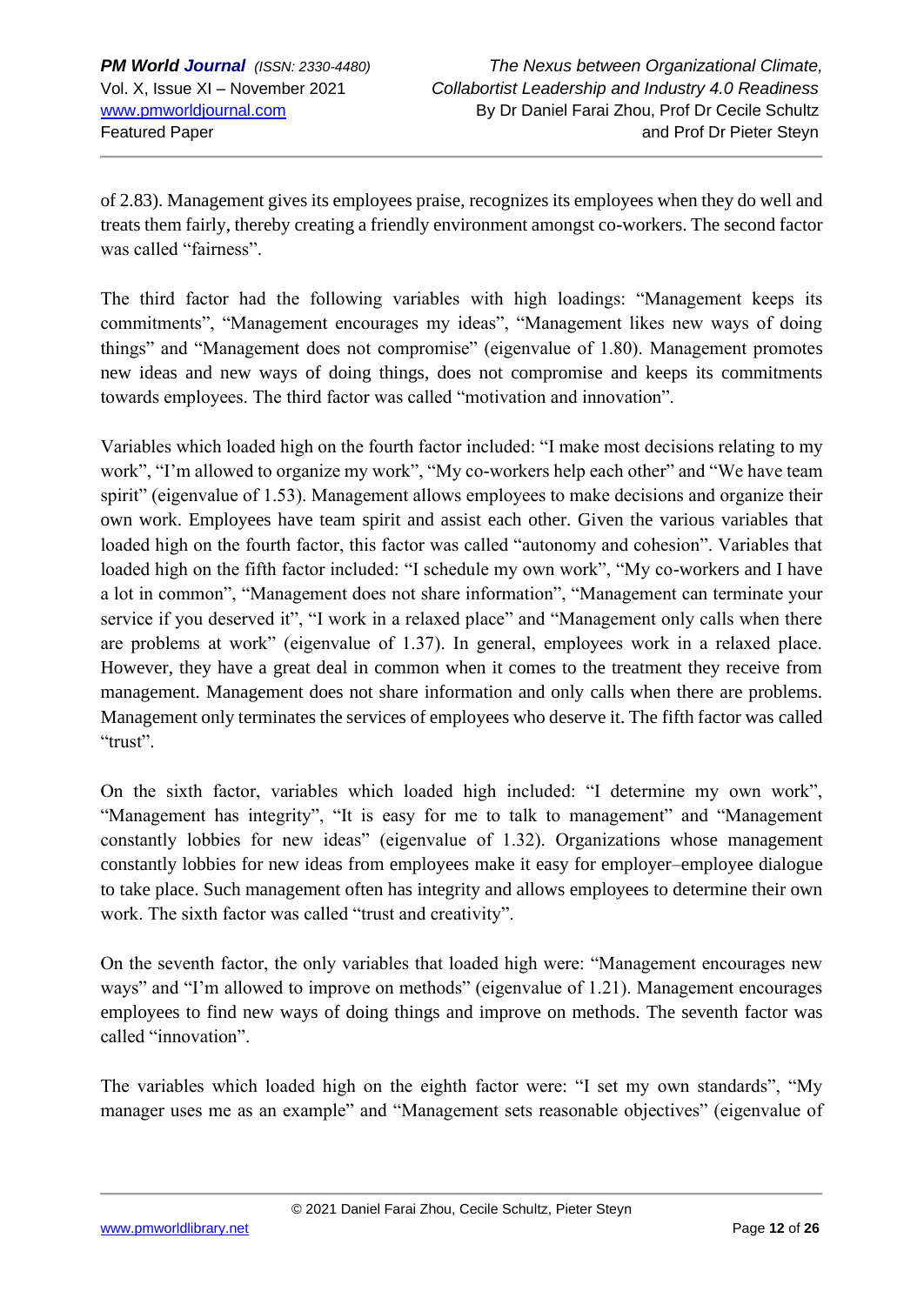of 2.83). Management gives its employees praise, recognizes its employees when they do well and treats them fairly, thereby creating a friendly environment amongst co-workers. The second factor was called "fairness".

The third factor had the following variables with high loadings: "Management keeps its commitments", "Management encourages my ideas", "Management likes new ways of doing things" and "Management does not compromise" (eigenvalue of 1.80). Management promotes new ideas and new ways of doing things, does not compromise and keeps its commitments towards employees. The third factor was called "motivation and innovation".

Variables which loaded high on the fourth factor included: "I make most decisions relating to my work", "I'm allowed to organize my work", "My co-workers help each other" and "We have team spirit" (eigenvalue of 1.53). Management allows employees to make decisions and organize their own work. Employees have team spirit and assist each other. Given the various variables that loaded high on the fourth factor, this factor was called "autonomy and cohesion". Variables that loaded high on the fifth factor included: "I schedule my own work", "My co-workers and I have a lot in common", "Management does not share information", "Management can terminate your service if you deserved it", "I work in a relaxed place" and "Management only calls when there are problems at work" (eigenvalue of 1.37). In general, employees work in a relaxed place. However, they have a great deal in common when it comes to the treatment they receive from management. Management does not share information and only calls when there are problems. Management only terminates the services of employees who deserve it. The fifth factor was called "trust".

On the sixth factor, variables which loaded high included: "I determine my own work", "Management has integrity", "It is easy for me to talk to management" and "Management constantly lobbies for new ideas" (eigenvalue of 1.32). Organizations whose management constantly lobbies for new ideas from employees make it easy for employer–employee dialogue to take place. Such management often has integrity and allows employees to determine their own work. The sixth factor was called "trust and creativity".

On the seventh factor, the only variables that loaded high were: "Management encourages new ways" and "I'm allowed to improve on methods" (eigenvalue of 1.21). Management encourages employees to find new ways of doing things and improve on methods. The seventh factor was called "innovation".

The variables which loaded high on the eighth factor were: "I set my own standards", "My manager uses me as an example" and "Management sets reasonable objectives" (eigenvalue of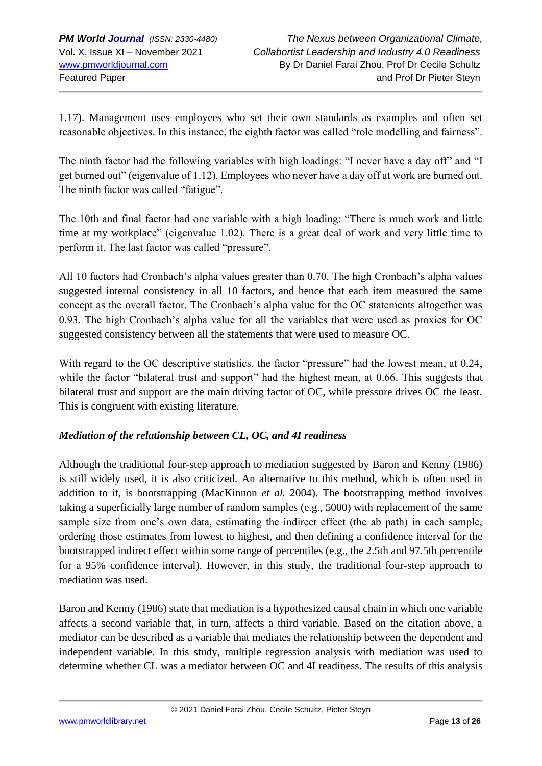1.17). Management uses employees who set their own standards as examples and often set reasonable objectives. In this instance, the eighth factor was called "role modelling and fairness".

The ninth factor had the following variables with high loadings: "I never have a day off" and "I get burned out" (eigenvalue of 1.12). Employees who never have a day off at work are burned out. The ninth factor was called "fatigue".

The 10th and final factor had one variable with a high loading: "There is much work and little time at my workplace" (eigenvalue 1.02). There is a great deal of work and very little time to perform it. The last factor was called "pressure".

All 10 factors had Cronbach's alpha values greater than 0.70. The high Cronbach's alpha values suggested internal consistency in all 10 factors, and hence that each item measured the same concept as the overall factor. The Cronbach's alpha value for the OC statements altogether was 0.93. The high Cronbach's alpha value for all the variables that were used as proxies for OC suggested consistency between all the statements that were used to measure OC.

With regard to the OC descriptive statistics, the factor "pressure" had the lowest mean, at 0.24, while the factor "bilateral trust and support" had the highest mean, at 0.66. This suggests that bilateral trust and support are the main driving factor of OC, while pressure drives OC the least. This is congruent with existing literature.

### *Mediation of the relationship between CL, OC, and 4I readiness*

Although the traditional four-step approach to mediation suggested by Baron and Kenny (1986) is still widely used, it is also criticized. An alternative to this method, which is often used in addition to it, is bootstrapping (MacKinnon *et al.* 2004). The bootstrapping method involves taking a superficially large number of random samples (e.g., 5000) with replacement of the same sample size from one's own data, estimating the indirect effect (the ab path) in each sample, ordering those estimates from lowest to highest, and then defining a confidence interval for the bootstrapped indirect effect within some range of percentiles (e.g., the 2.5th and 97.5th percentile for a 95% confidence interval). However, in this study, the traditional four-step approach to mediation was used.

Baron and Kenny (1986) state that mediation is a hypothesized causal chain in which one variable affects a second variable that, in turn, affects a third variable. Based on the citation above, a mediator can be described as a variable that mediates the relationship between the dependent and independent variable. In this study, multiple regression analysis with mediation was used to determine whether CL was a mediator between OC and 4I readiness. The results of this analysis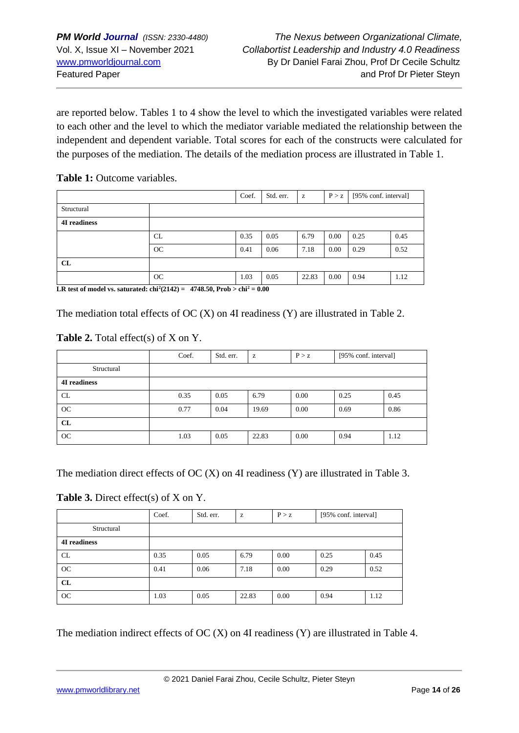are reported below. Tables 1 to 4 show the level to which the investigated variables were related to each other and the level to which the mediator variable mediated the relationship between the independent and dependent variable. Total scores for each of the constructs were calculated for the purposes of the mediation. The details of the mediation process are illustrated in Table 1.

**Table 1:** Outcome variables.

| | | Coef. | Std. err. | z | P > z | [95% conf. interval] | |
|---|---|---|---|---|---|---|---|
| Structural | | | | | | | |
| **4I readiness** | | | | | | | |
| | CL | 0.35 | 0.05 | 6.79 | 0.00 | 0.25 | 0.45 |
| | OC | 0.41 | 0.06 | 7.18 | 0.00 | 0.29 | 0.52 |
| **CL** | | | | | | | |
| | OC | 1.03 | 0.05 | 22.83 | 0.00 | 0.94 | 1.12 |

**LR test of model vs. saturated: $chi^2(2142)$ = 4748.50, Prob > $chi^2$ = 0.00**

The mediation total effects of OC (X) on 4I readiness (Y) are illustrated in Table 2.

**Table 2.** Total effect(s) of X on Y.

| | Coef. | Std. err. | z | P > z | [95% conf. interval] | |
|---|---|---|---|---|---|---|
| Structural | | | | | | |
| **4I readiness** | | | | | | |
| CL | 0.35 | 0.05 | 6.79 | 0.00 | 0.25 | 0.45 |
| OC | 0.77 | 0.04 | 19.69 | 0.00 | 0.69 | 0.86 |
| **CL** | | | | | | |
| OC | 1.03 | 0.05 | 22.83 | 0.00 | 0.94 | 1.12 |

The mediation direct effects of OC (X) on 4I readiness (Y) are illustrated in Table 3.

**Table 3.** Direct effect(s) of X on Y.

| | Coef. | Std. err. | z | P > z | [95% conf. interval] | |
|---|---|---|---|---|---|---|
| Structural | | | | | | |
| **4I readiness** | | | | | | |
| CL | 0.35 | 0.05 | 6.79 | 0.00 | 0.25 | 0.45 |
| OC | 0.41 | 0.06 | 7.18 | 0.00 | 0.29 | 0.52 |
| **CL** | | | | | | |
| OC | 1.03 | 0.05 | 22.83 | 0.00 | 0.94 | 1.12 |

The mediation indirect effects of OC (X) on 4I readiness (Y) are illustrated in Table 4.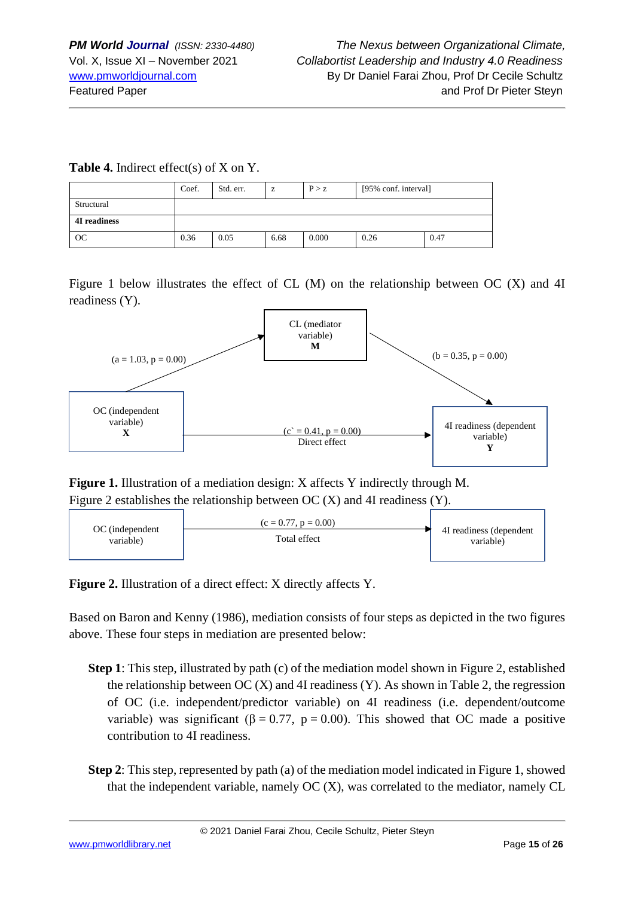**Table 4.** Indirect effect(s) of X on Y.

| | Coef. | Std. err. | z | P > z | [95% conf. interval] | |
|---|---|---|---|---|---|---|
| Structural | | | | | | |
| **4I readiness** | | | | | | |
| OC | 0.36 | 0.05 | 6.68 | 0.000 | 0.26 | 0.47 |

Figure 1 below illustrates the effect of CL (M) on the relationship between OC (X) and 4I readiness (Y).

CL (mediator variable) **M**

(a = 1.03, p = 0.00)

(b = 0.35, p = 0.00)

OC (independent variable) **X**

(c` = 0.41, p = 0.00) Direct effect

4I readiness (dependent variable) **Y**

**Figure 1.** Illustration of a mediation design: X affects Y indirectly through M.

Figure 2 establishes the relationship between OC (X) and 4I readiness (Y).

OC (independent variable)

(c = 0.77, p = 0.00) Total effect

4I readiness (dependent variable)

**Figure 2.** Illustration of a direct effect: X directly affects Y.

Based on Baron and Kenny (1986), mediation consists of four steps as depicted in the two figures above. These four steps in mediation are presented below:

**Step 1**: This step, illustrated by path (c) of the mediation model shown in Figure 2, established the relationship between OC (X) and 4I readiness (Y). As shown in Table 2, the regression of OC (i.e. independent/predictor variable) on 4I readiness (i.e. dependent/outcome variable) was significant ($\beta = 0.77$, $p = 0.00$). This showed that OC made a positive contribution to 4I readiness.

**Step 2**: This step, represented by path (a) of the mediation model indicated in Figure 1, showed that the independent variable, namely OC (X), was correlated to the mediator, namely CL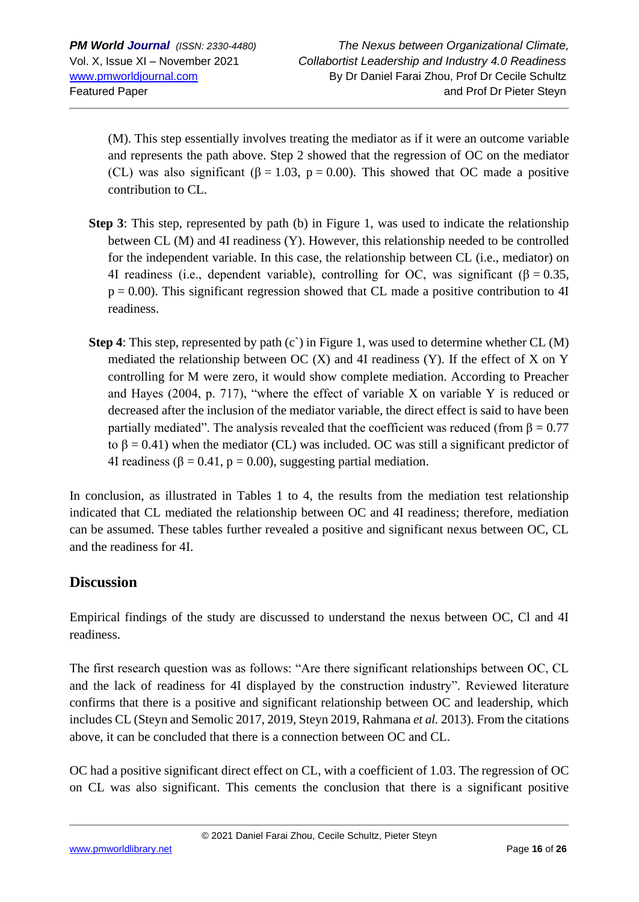(M). This step essentially involves treating the mediator as if it were an outcome variable and represents the path above. Step 2 showed that the regression of OC on the mediator (CL) was also significant ($\beta = 1.03$, $p = 0.00$). This showed that OC made a positive contribution to CL.

**Step 3**: This step, represented by path (b) in Figure 1, was used to indicate the relationship between CL (M) and 4I readiness (Y). However, this relationship needed to be controlled for the independent variable. In this case, the relationship between CL (i.e., mediator) on 4I readiness (i.e., dependent variable), controlling for OC, was significant ($\beta = 0.35$, $p = 0.00$). This significant regression showed that CL made a positive contribution to 4I readiness.

**Step 4**: This step, represented by path (c`) in Figure 1, was used to determine whether CL (M) mediated the relationship between OC (X) and 4I readiness (Y). If the effect of X on Y controlling for M were zero, it would show complete mediation. According to Preacher and Hayes (2004, p. 717), "where the effect of variable X on variable Y is reduced or decreased after the inclusion of the mediator variable, the direct effect is said to have been partially mediated". The analysis revealed that the coefficient was reduced (from $\beta = 0.77$ to $\beta = 0.41$) when the mediator (CL) was included. OC was still a significant predictor of 4I readiness ($\beta = 0.41$, $p = 0.00$), suggesting partial mediation.

In conclusion, as illustrated in Tables 1 to 4, the results from the mediation test relationship indicated that CL mediated the relationship between OC and 4I readiness; therefore, mediation can be assumed. These tables further revealed a positive and significant nexus between OC, CL and the readiness for 4I.

## Discussion

Empirical findings of the study are discussed to understand the nexus between OC, Cl and 4I readiness.

The first research question was as follows: "Are there significant relationships between OC, CL and the lack of readiness for 4I displayed by the construction industry". Reviewed literature confirms that there is a positive and significant relationship between OC and leadership, which includes CL (Steyn and Semolic 2017, 2019, Steyn 2019, Rahmana *et al.* 2013). From the citations above, it can be concluded that there is a connection between OC and CL.

OC had a positive significant direct effect on CL, with a coefficient of 1.03. The regression of OC on CL was also significant. This cements the conclusion that there is a significant positive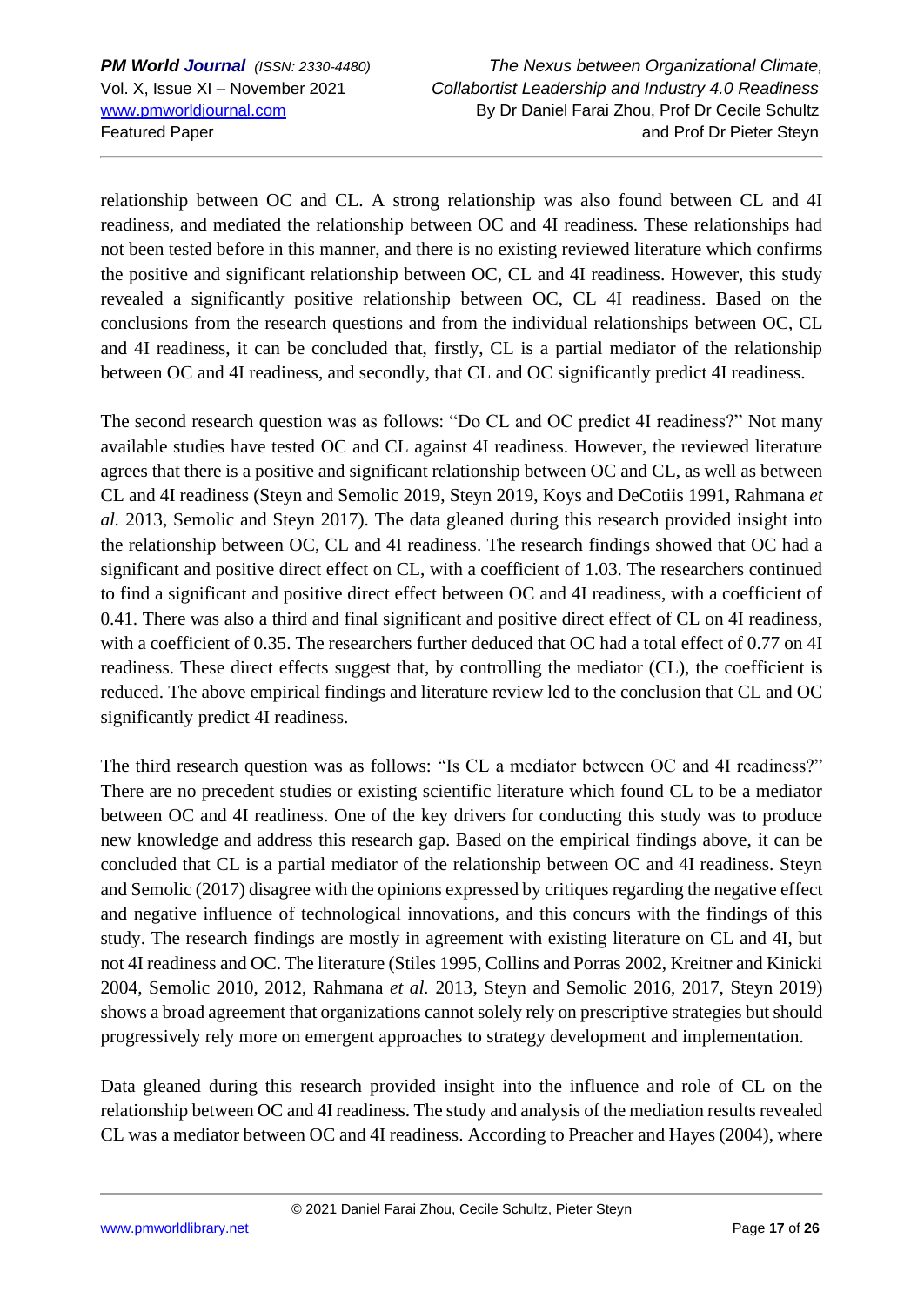relationship between OC and CL. A strong relationship was also found between CL and 4I readiness, and mediated the relationship between OC and 4I readiness. These relationships had not been tested before in this manner, and there is no existing reviewed literature which confirms the positive and significant relationship between OC, CL and 4I readiness. However, this study revealed a significantly positive relationship between OC, CL 4I readiness. Based on the conclusions from the research questions and from the individual relationships between OC, CL and 4I readiness, it can be concluded that, firstly, CL is a partial mediator of the relationship between OC and 4I readiness, and secondly, that CL and OC significantly predict 4I readiness.

The second research question was as follows: "Do CL and OC predict 4I readiness?" Not many available studies have tested OC and CL against 4I readiness. However, the reviewed literature agrees that there is a positive and significant relationship between OC and CL, as well as between CL and 4I readiness (Steyn and Semolic 2019, Steyn 2019, Koys and DeCotiis 1991, Rahmana *et al.* 2013, Semolic and Steyn 2017). The data gleaned during this research provided insight into the relationship between OC, CL and 4I readiness. The research findings showed that OC had a significant and positive direct effect on CL, with a coefficient of 1.03. The researchers continued to find a significant and positive direct effect between OC and 4I readiness, with a coefficient of 0.41. There was also a third and final significant and positive direct effect of CL on 4I readiness, with a coefficient of 0.35. The researchers further deduced that OC had a total effect of 0.77 on 4I readiness. These direct effects suggest that, by controlling the mediator (CL), the coefficient is reduced. The above empirical findings and literature review led to the conclusion that CL and OC significantly predict 4I readiness.

The third research question was as follows: "Is CL a mediator between OC and 4I readiness?" There are no precedent studies or existing scientific literature which found CL to be a mediator between OC and 4I readiness. One of the key drivers for conducting this study was to produce new knowledge and address this research gap. Based on the empirical findings above, it can be concluded that CL is a partial mediator of the relationship between OC and 4I readiness. Steyn and Semolic (2017) disagree with the opinions expressed by critiques regarding the negative effect and negative influence of technological innovations, and this concurs with the findings of this study. The research findings are mostly in agreement with existing literature on CL and 4I, but not 4I readiness and OC. The literature (Stiles 1995, Collins and Porras 2002, Kreitner and Kinicki 2004, Semolic 2010, 2012, Rahmana *et al.* 2013, Steyn and Semolic 2016, 2017, Steyn 2019) shows a broad agreement that organizations cannot solely rely on prescriptive strategies but should progressively rely more on emergent approaches to strategy development and implementation.

Data gleaned during this research provided insight into the influence and role of CL on the relationship between OC and 4I readiness. The study and analysis of the mediation results revealed CL was a mediator between OC and 4I readiness. According to Preacher and Hayes (2004), where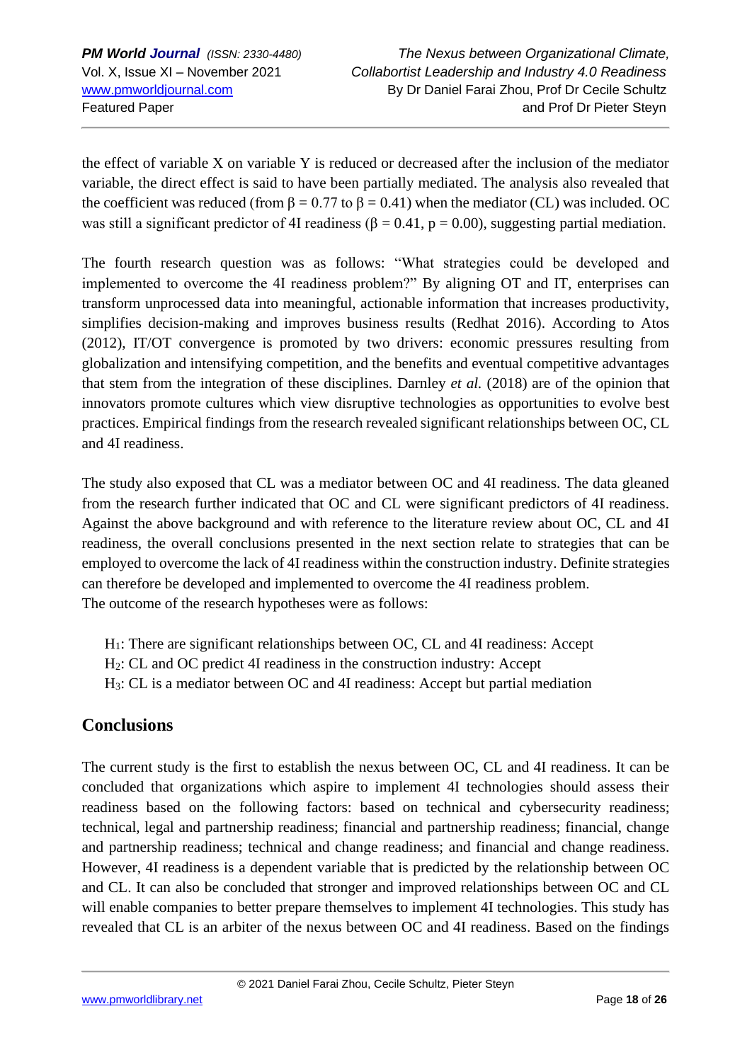the effect of variable X on variable Y is reduced or decreased after the inclusion of the mediator variable, the direct effect is said to have been partially mediated. The analysis also revealed that the coefficient was reduced (from $\beta = 0.77$ to $\beta = 0.41$) when the mediator (CL) was included. OC was still a significant predictor of 4I readiness ($\beta = 0.41$, $p = 0.00$), suggesting partial mediation.

The fourth research question was as follows: "What strategies could be developed and implemented to overcome the 4I readiness problem?" By aligning OT and IT, enterprises can transform unprocessed data into meaningful, actionable information that increases productivity, simplifies decision-making and improves business results (Redhat 2016). According to Atos (2012), IT/OT convergence is promoted by two drivers: economic pressures resulting from globalization and intensifying competition, and the benefits and eventual competitive advantages that stem from the integration of these disciplines. Darnley *et al.* (2018) are of the opinion that innovators promote cultures which view disruptive technologies as opportunities to evolve best practices. Empirical findings from the research revealed significant relationships between OC, CL and 4I readiness.

The study also exposed that CL was a mediator between OC and 4I readiness. The data gleaned from the research further indicated that OC and CL were significant predictors of 4I readiness. Against the above background and with reference to the literature review about OC, CL and 4I readiness, the overall conclusions presented in the next section relate to strategies that can be employed to overcome the lack of 4I readiness within the construction industry. Definite strategies can therefore be developed and implemented to overcome the 4I readiness problem.
The outcome of the research hypotheses were as follows:

$H_1$: There are significant relationships between OC, CL and 4I readiness: Accept
$H_2$: CL and OC predict 4I readiness in the construction industry: Accept
$H_3$: CL is a mediator between OC and 4I readiness: Accept but partial mediation

## Conclusions

The current study is the first to establish the nexus between OC, CL and 4I readiness. It can be concluded that organizations which aspire to implement 4I technologies should assess their readiness based on the following factors: based on technical and cybersecurity readiness; technical, legal and partnership readiness; financial and partnership readiness; financial, change and partnership readiness; technical and change readiness; and financial and change readiness. However, 4I readiness is a dependent variable that is predicted by the relationship between OC and CL. It can also be concluded that stronger and improved relationships between OC and CL will enable companies to better prepare themselves to implement 4I technologies. This study has revealed that CL is an arbiter of the nexus between OC and 4I readiness. Based on the findings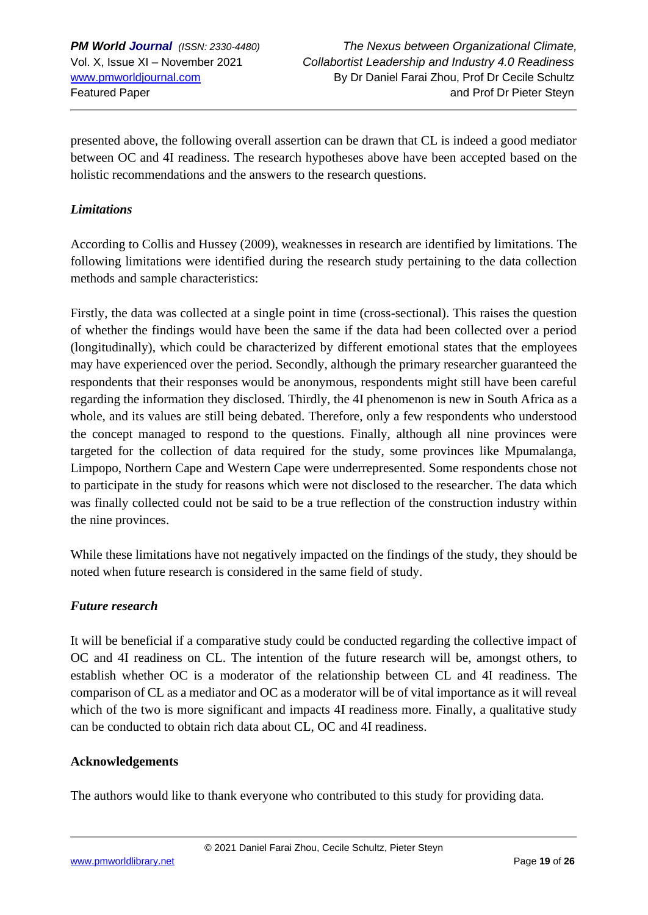presented above, the following overall assertion can be drawn that CL is indeed a good mediator between OC and 4I readiness. The research hypotheses above have been accepted based on the holistic recommendations and the answers to the research questions.

### *Limitations*

According to Collis and Hussey (2009), weaknesses in research are identified by limitations. The following limitations were identified during the research study pertaining to the data collection methods and sample characteristics:

Firstly, the data was collected at a single point in time (cross-sectional). This raises the question of whether the findings would have been the same if the data had been collected over a period (longitudinally), which could be characterized by different emotional states that the employees may have experienced over the period. Secondly, although the primary researcher guaranteed the respondents that their responses would be anonymous, respondents might still have been careful regarding the information they disclosed. Thirdly, the 4I phenomenon is new in South Africa as a whole, and its values are still being debated. Therefore, only a few respondents who understood the concept managed to respond to the questions. Finally, although all nine provinces were targeted for the collection of data required for the study, some provinces like Mpumalanga, Limpopo, Northern Cape and Western Cape were underrepresented. Some respondents chose not to participate in the study for reasons which were not disclosed to the researcher. The data which was finally collected could not be said to be a true reflection of the construction industry within the nine provinces.

While these limitations have not negatively impacted on the findings of the study, they should be noted when future research is considered in the same field of study.

### *Future research*

It will be beneficial if a comparative study could be conducted regarding the collective impact of OC and 4I readiness on CL. The intention of the future research will be, amongst others, to establish whether OC is a moderator of the relationship between CL and 4I readiness. The comparison of CL as a mediator and OC as a moderator will be of vital importance as it will reveal which of the two is more significant and impacts 4I readiness more. Finally, a qualitative study can be conducted to obtain rich data about CL, OC and 4I readiness.

### **Acknowledgements**

The authors would like to thank everyone who contributed to this study for providing data.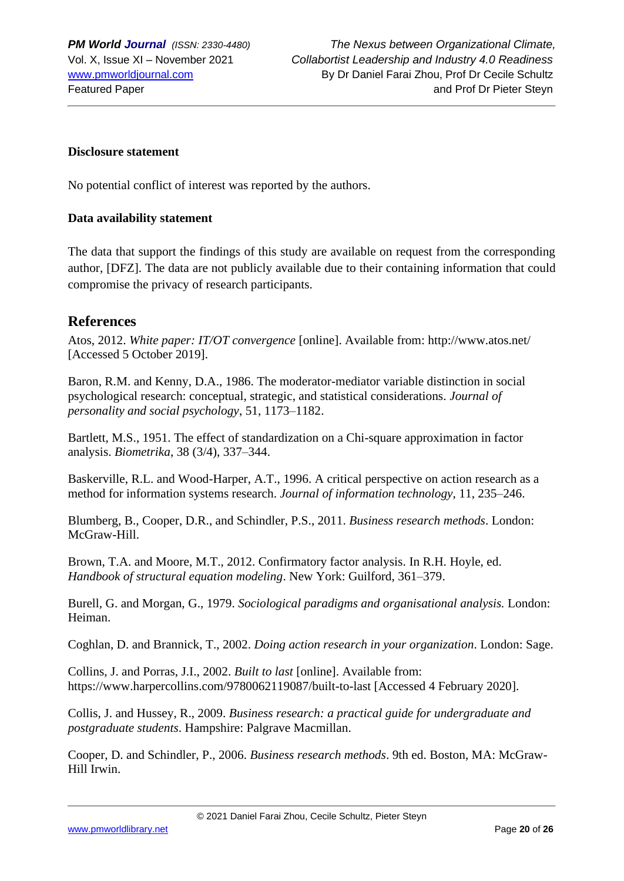**Disclosure statement**

No potential conflict of interest was reported by the authors.

**Data availability statement**

The data that support the findings of this study are available on request from the corresponding author, [DFZ]. The data are not publicly available due to their containing information that could compromise the privacy of research participants.

## References

Atos, 2012. *White paper: IT/OT convergence* [online]. Available from: http://www.atos.net/ [Accessed 5 October 2019].

Baron, R.M. and Kenny, D.A., 1986. The moderator-mediator variable distinction in social psychological research: conceptual, strategic, and statistical considerations. *Journal of personality and social psychology*, 51, 1173–1182.

Bartlett, M.S., 1951. The effect of standardization on a Chi-square approximation in factor analysis. *Biometrika*, 38 (3/4), 337–344.

Baskerville, R.L. and Wood-Harper, A.T., 1996. A critical perspective on action research as a method for information systems research. *Journal of information technology*, 11, 235–246.

Blumberg, B., Cooper, D.R., and Schindler, P.S., 2011. *Business research methods*. London: McGraw-Hill.

Brown, T.A. and Moore, M.T., 2012. Confirmatory factor analysis. In R.H. Hoyle, ed. *Handbook of structural equation modeling*. New York: Guilford, 361–379.

Burell, G. and Morgan, G., 1979. *Sociological paradigms and organisational analysis.* London: Heiman.

Coghlan, D. and Brannick, T., 2002. *Doing action research in your organization*. London: Sage.

Collins, J. and Porras, J.I., 2002. *Built to last* [online]. Available from: https://www.harpercollins.com/9780062119087/built-to-last [Accessed 4 February 2020].

Collis, J. and Hussey, R., 2009. *Business research: a practical guide for undergraduate and postgraduate students*. Hampshire: Palgrave Macmillan.

Cooper, D. and Schindler, P., 2006. *Business research methods*. 9th ed. Boston, MA: McGraw-Hill Irwin.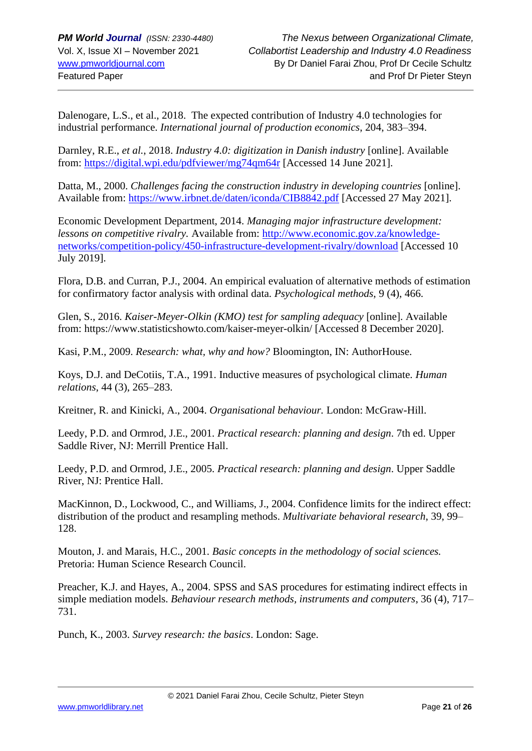Dalenogare, L.S., et al., 2018. The expected contribution of Industry 4.0 technologies for industrial performance. *International journal of production economics*, 204, 383–394.

Darnley, R.E., *et al.*, 2018. *Industry 4.0: digitization in Danish industry* [online]. Available from: https://digital.wpi.edu/pdfviewer/mg74qm64r [Accessed 14 June 2021].

Datta, M., 2000. *Challenges facing the construction industry in developing countries* [online]. Available from: https://www.irbnet.de/daten/iconda/CIB8842.pdf [Accessed 27 May 2021].

Economic Development Department, 2014. *Managing major infrastructure development: lessons on competitive rivalry.* Available from: http://www.economic.gov.za/knowledge-networks/competition-policy/450-infrastructure-development-rivalry/download [Accessed 10 July 2019].

Flora, D.B. and Curran, P.J., 2004. An empirical evaluation of alternative methods of estimation for confirmatory factor analysis with ordinal data. *Psychological methods*, 9 (4), 466.

Glen, S., 2016. *Kaiser-Meyer-Olkin (KMO) test for sampling adequacy* [online]. Available from: https://www.statisticshowto.com/kaiser-meyer-olkin/ [Accessed 8 December 2020].

Kasi, P.M., 2009. *Research: what, why and how?* Bloomington, IN: AuthorHouse.

Koys, D.J. and DeCotiis, T.A., 1991. Inductive measures of psychological climate. *Human relations*, 44 (3), 265–283.

Kreitner, R. and Kinicki, A., 2004. *Organisational behaviour.* London: McGraw-Hill.

Leedy, P.D. and Ormrod, J.E., 2001. *Practical research: planning and design*. 7th ed. Upper Saddle River, NJ: Merrill Prentice Hall.

Leedy, P.D. and Ormrod, J.E., 2005. *Practical research: planning and design*. Upper Saddle River, NJ: Prentice Hall.

MacKinnon, D., Lockwood, C., and Williams, J., 2004. Confidence limits for the indirect effect: distribution of the product and resampling methods. *Multivariate behavioral research*, 39, 99–128.

Mouton, J. and Marais, H.C., 2001. *Basic concepts in the methodology of social sciences.* Pretoria: Human Science Research Council.

Preacher, K.J. and Hayes, A., 2004. SPSS and SAS procedures for estimating indirect effects in simple mediation models. *Behaviour research methods, instruments and computers*, 36 (4), 717–731.

Punch, K., 2003. *Survey research: the basics*. London: Sage.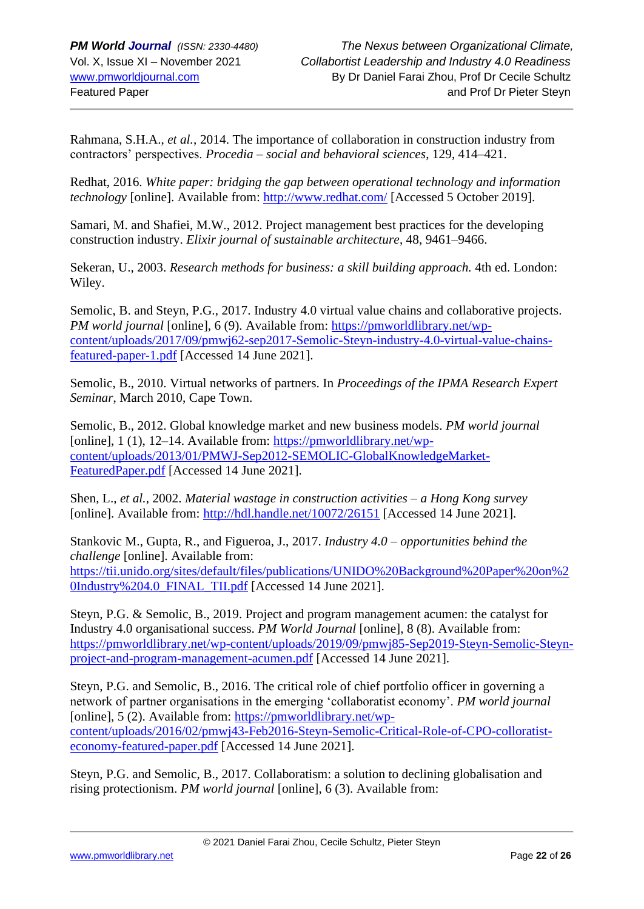Rahmana, S.H.A., *et al.*, 2014. The importance of collaboration in construction industry from contractors' perspectives. *Procedia – social and behavioral sciences*, 129, 414–421.

Redhat, 2016. *White paper: bridging the gap between operational technology and information technology* [online]. Available from: http://www.redhat.com/ [Accessed 5 October 2019].

Samari, M. and Shafiei, M.W., 2012. Project management best practices for the developing construction industry. *Elixir journal of sustainable architecture*, 48, 9461–9466.

Sekeran, U., 2003. *Research methods for business: a skill building approach.* 4th ed. London: Wiley.

Semolic, B. and Steyn, P.G., 2017. Industry 4.0 virtual value chains and collaborative projects. *PM world journal* [online], 6 (9). Available from: https://pmworldlibrary.net/wp-content/uploads/2017/09/pmwj62-sep2017-Semolic-Steyn-industry-4.0-virtual-value-chains-featured-paper-1.pdf [Accessed 14 June 2021].

Semolic, B., 2010. Virtual networks of partners. In *Proceedings of the IPMA Research Expert Seminar*, March 2010, Cape Town.

Semolic, B., 2012. Global knowledge market and new business models. *PM world journal* [online], 1 (1), 12–14. Available from: https://pmworldlibrary.net/wp-content/uploads/2013/01/PMWJ-Sep2012-SEMOLIC-GlobalKnowledgeMarket-FeaturedPaper.pdf [Accessed 14 June 2021].

Shen, L., *et al.*, 2002. *Material wastage in construction activities – a Hong Kong survey* [online]. Available from: http://hdl.handle.net/10072/26151 [Accessed 14 June 2021].

Stankovic M., Gupta, R., and Figueroa, J., 2017. *Industry 4.0 – opportunities behind the challenge* [online]. Available from: https://tii.unido.org/sites/default/files/publications/UNIDO%20Background%20Paper%20on%20Industry%204.0_FINAL_TII.pdf [Accessed 14 June 2021].

Steyn, P.G. & Semolic, B., 2019. Project and program management acumen: the catalyst for Industry 4.0 organisational success. *PM World Journal* [online], 8 (8). Available from: https://pmworldlibrary.net/wp-content/uploads/2019/09/pmwj85-Sep2019-Steyn-Semolic-Steyn-project-and-program-management-acumen.pdf [Accessed 14 June 2021].

Steyn, P.G. and Semolic, B., 2016. The critical role of chief portfolio officer in governing a network of partner organisations in the emerging 'collaboratist economy'. *PM world journal* [online], 5 (2). Available from: https://pmworldlibrary.net/wp-content/uploads/2016/02/pmwj43-Feb2016-Steyn-Semolic-Critical-Role-of-CPO-colloratist-economy-featured-paper.pdf [Accessed 14 June 2021].

Steyn, P.G. and Semolic, B., 2017. Collaboratism: a solution to declining globalisation and rising protectionism. *PM world journal* [online], 6 (3). Available from: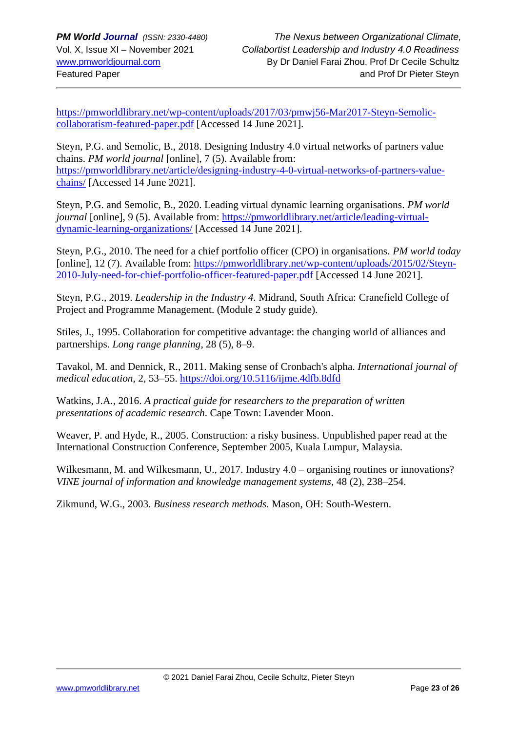https://pmworldlibrary.net/wp-content/uploads/2017/03/pmwj56-Mar2017-Steyn-Semolic-collaboratism-featured-paper.pdf [Accessed 14 June 2021].

Steyn, P.G. and Semolic, B., 2018. Designing Industry 4.0 virtual networks of partners value chains. *PM world journal* [online], 7 (5). Available from: https://pmworldlibrary.net/article/designing-industry-4-0-virtual-networks-of-partners-value-chains/ [Accessed 14 June 2021].

Steyn, P.G. and Semolic, B., 2020. Leading virtual dynamic learning organisations. *PM world journal* [online], 9 (5). Available from: https://pmworldlibrary.net/article/leading-virtual-dynamic-learning-organizations/ [Accessed 14 June 2021].

Steyn, P.G., 2010. The need for a chief portfolio officer (CPO) in organisations. *PM world today* [online], 12 (7). Available from: https://pmworldlibrary.net/wp-content/uploads/2015/02/Steyn-2010-July-need-for-chief-portfolio-officer-featured-paper.pdf [Accessed 14 June 2021].

Steyn, P.G., 2019. *Leadership in the Industry 4.* Midrand, South Africa: Cranefield College of Project and Programme Management. (Module 2 study guide).

Stiles, J., 1995. Collaboration for competitive advantage: the changing world of alliances and partnerships. *Long range planning*, 28 (5), 8–9.

Tavakol, M. and Dennick, R., 2011. Making sense of Cronbach's alpha. *International journal of medical education*, 2, 53–55. https://doi.org/10.5116/ijme.4dfb.8dfd

Watkins, J.A., 2016. *A practical guide for researchers to the preparation of written presentations of academic research*. Cape Town: Lavender Moon.

Weaver, P. and Hyde, R., 2005. Construction: a risky business. Unpublished paper read at the International Construction Conference, September 2005, Kuala Lumpur, Malaysia.

Wilkesmann, M. and Wilkesmann, U., 2017. Industry 4.0 – organising routines or innovations? *VINE journal of information and knowledge management systems*, 48 (2), 238–254.

Zikmund, W.G., 2003. *Business research methods.* Mason, OH: South-Western.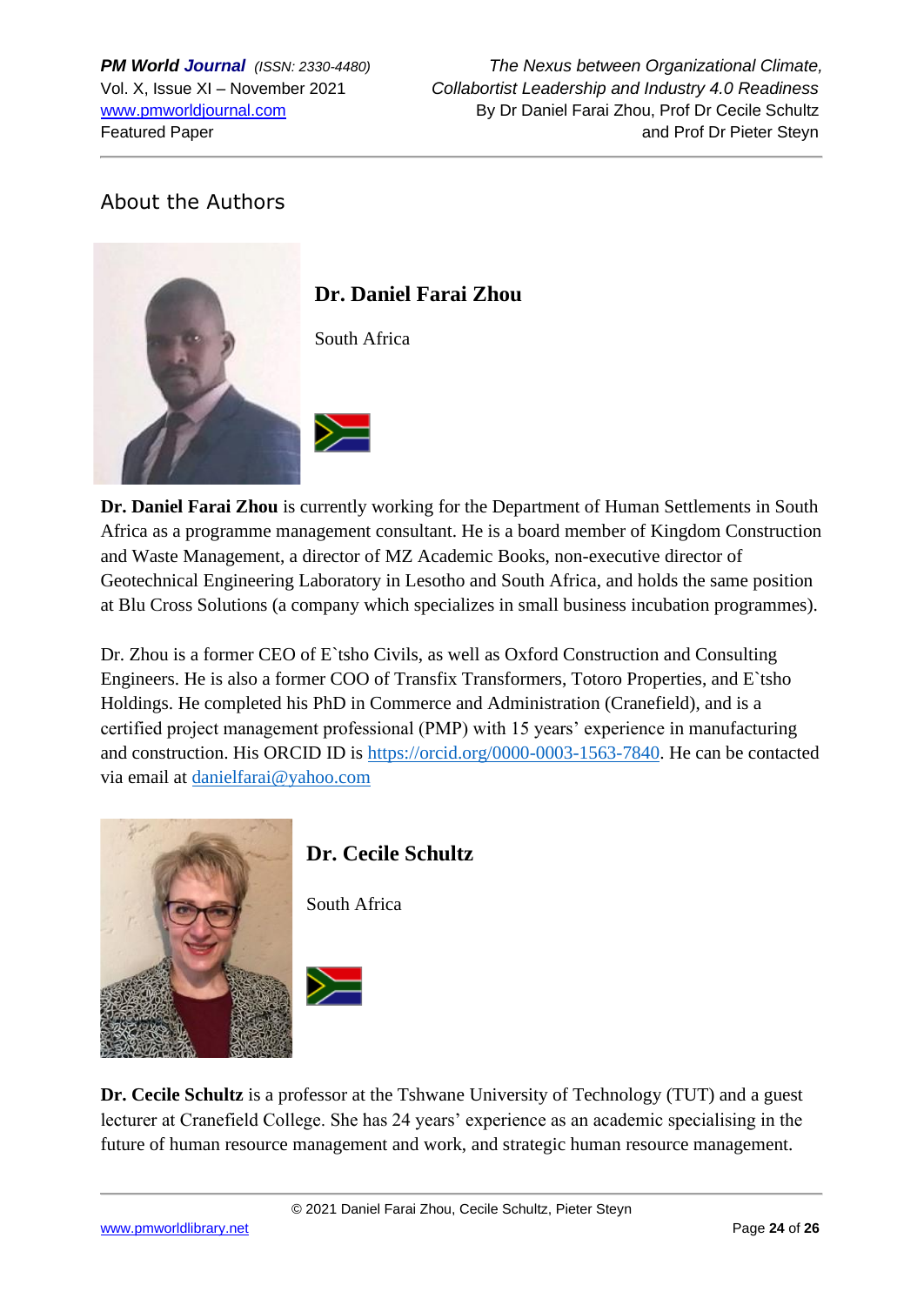## About the Authors

### Dr. Daniel Farai Zhou

South Africa

**Dr. Daniel Farai Zhou** is currently working for the Department of Human Settlements in South Africa as a programme management consultant. He is a board member of Kingdom Construction and Waste Management, a director of MZ Academic Books, non-executive director of Geotechnical Engineering Laboratory in Lesotho and South Africa, and holds the same position at Blu Cross Solutions (a company which specializes in small business incubation programmes).

Dr. Zhou is a former CEO of E`tsho Civils, as well as Oxford Construction and Consulting Engineers. He is also a former COO of Transfix Transformers, Totoro Properties, and E`tsho Holdings. He completed his PhD in Commerce and Administration (Cranefield), and is a certified project management professional (PMP) with 15 years' experience in manufacturing and construction. His ORCID ID is https://orcid.org/0000-0003-1563-7840. He can be contacted via email at danielfarai@yahoo.com

### Dr. Cecile Schultz

South Africa

**Dr. Cecile Schultz** is a professor at the Tshwane University of Technology (TUT) and a guest lecturer at Cranefield College. She has 24 years' experience as an academic specialising in the future of human resource management and work, and strategic human resource management.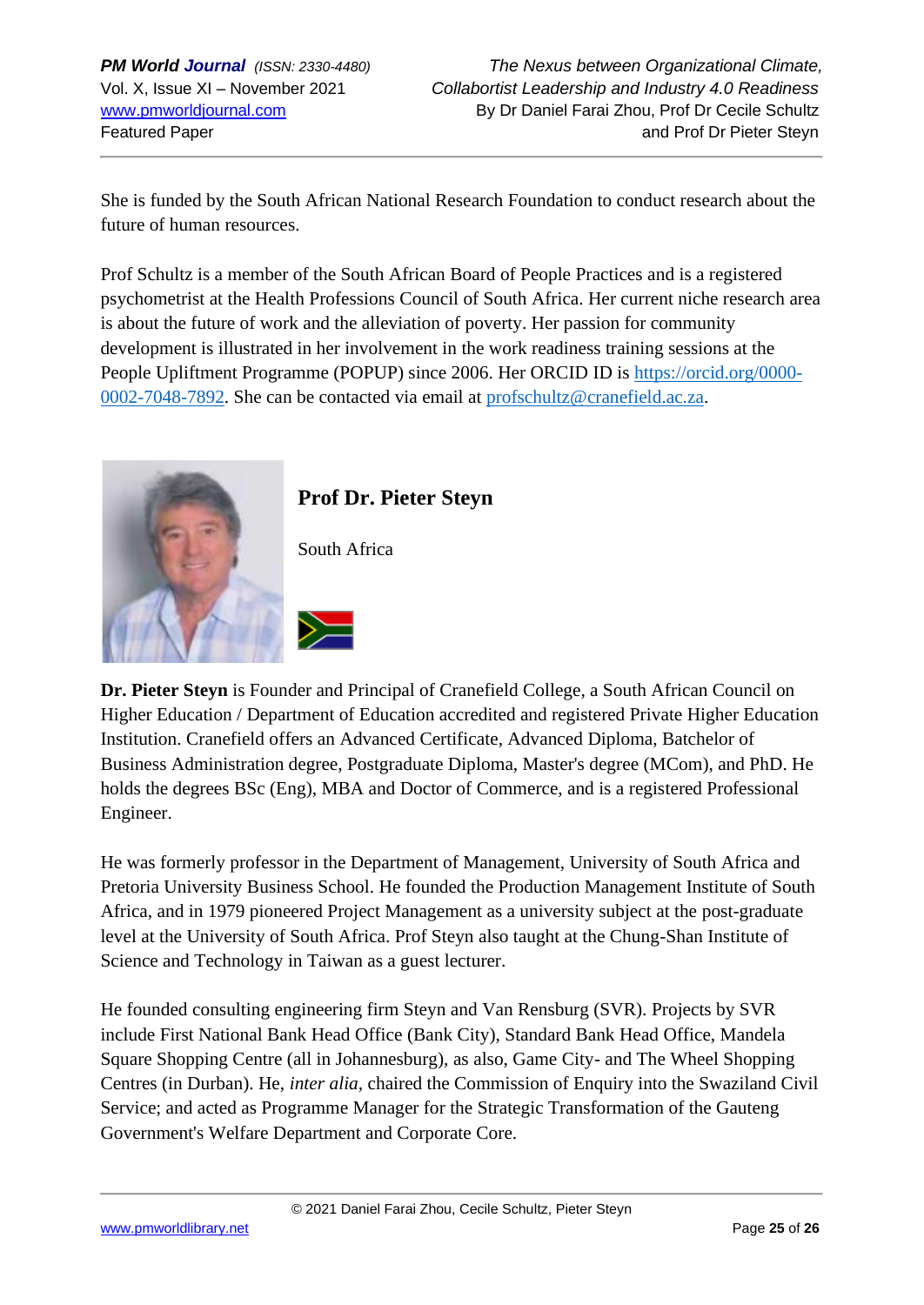She is funded by the South African National Research Foundation to conduct research about the future of human resources.

Prof Schultz is a member of the South African Board of People Practices and is a registered psychometrist at the Health Professions Council of South Africa. Her current niche research area is about the future of work and the alleviation of poverty. Her passion for community development is illustrated in her involvement in the work readiness training sessions at the People Upliftment Programme (POPUP) since 2006. Her ORCID ID is https://orcid.org/0000-0002-7048-7892. She can be contacted via email at profschultz@cranefield.ac.za.

## Prof Dr. Pieter Steyn

South Africa

**Dr. Pieter Steyn** is Founder and Principal of Cranefield College, a South African Council on Higher Education / Department of Education accredited and registered Private Higher Education Institution. Cranefield offers an Advanced Certificate, Advanced Diploma, Batchelor of Business Administration degree, Postgraduate Diploma, Master's degree (MCom), and PhD. He holds the degrees BSc (Eng), MBA and Doctor of Commerce, and is a registered Professional Engineer.

He was formerly professor in the Department of Management, University of South Africa and Pretoria University Business School. He founded the Production Management Institute of South Africa, and in 1979 pioneered Project Management as a university subject at the post-graduate level at the University of South Africa. Prof Steyn also taught at the Chung-Shan Institute of Science and Technology in Taiwan as a guest lecturer.

He founded consulting engineering firm Steyn and Van Rensburg (SVR). Projects by SVR include First National Bank Head Office (Bank City), Standard Bank Head Office, Mandela Square Shopping Centre (all in Johannesburg), as also, Game City- and The Wheel Shopping Centres (in Durban). He, *inter alia*, chaired the Commission of Enquiry into the Swaziland Civil Service; and acted as Programme Manager for the Strategic Transformation of the Gauteng Government's Welfare Department and Corporate Core.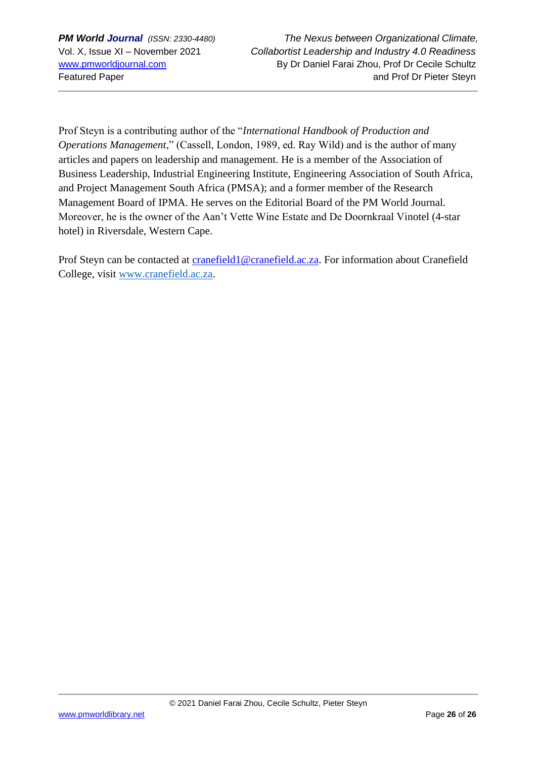Prof Steyn is a contributing author of the "*International Handbook of Production and Operations Management*," (Cassell, London, 1989, ed. Ray Wild) and is the author of many articles and papers on leadership and management. He is a member of the Association of Business Leadership, Industrial Engineering Institute, Engineering Association of South Africa, and Project Management South Africa (PMSA); and a former member of the Research Management Board of IPMA. He serves on the Editorial Board of the PM World Journal. Moreover, he is the owner of the Aan't Vette Wine Estate and De Doornkraal Vinotel (4-star hotel) in Riversdale, Western Cape.

Prof Steyn can be contacted at cranefield1@cranefield.ac.za. For information about Cranefield College, visit www.cranefield.ac.za.